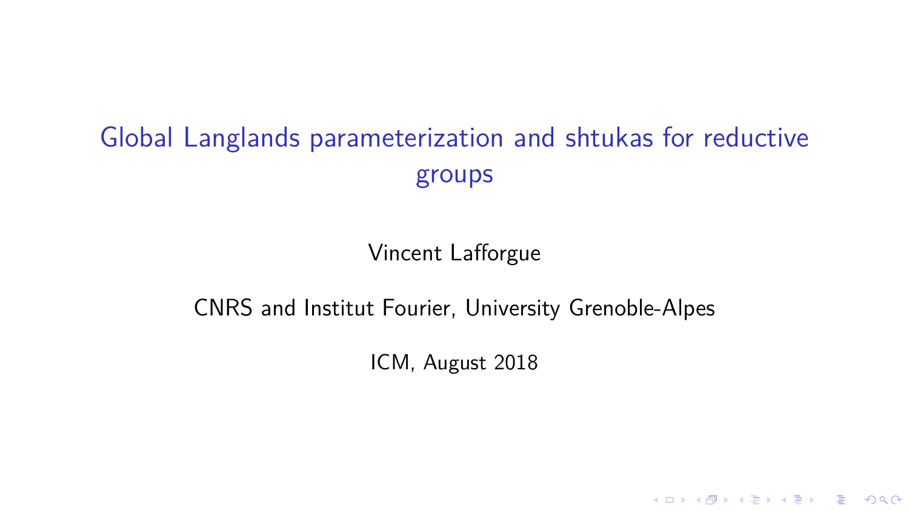# Global Langlands parameterization and shtukas for reductive groups

Vincent Lafforgue

CNRS and Institut Fourier, University Grenoble-Alpes

ICM, August 2018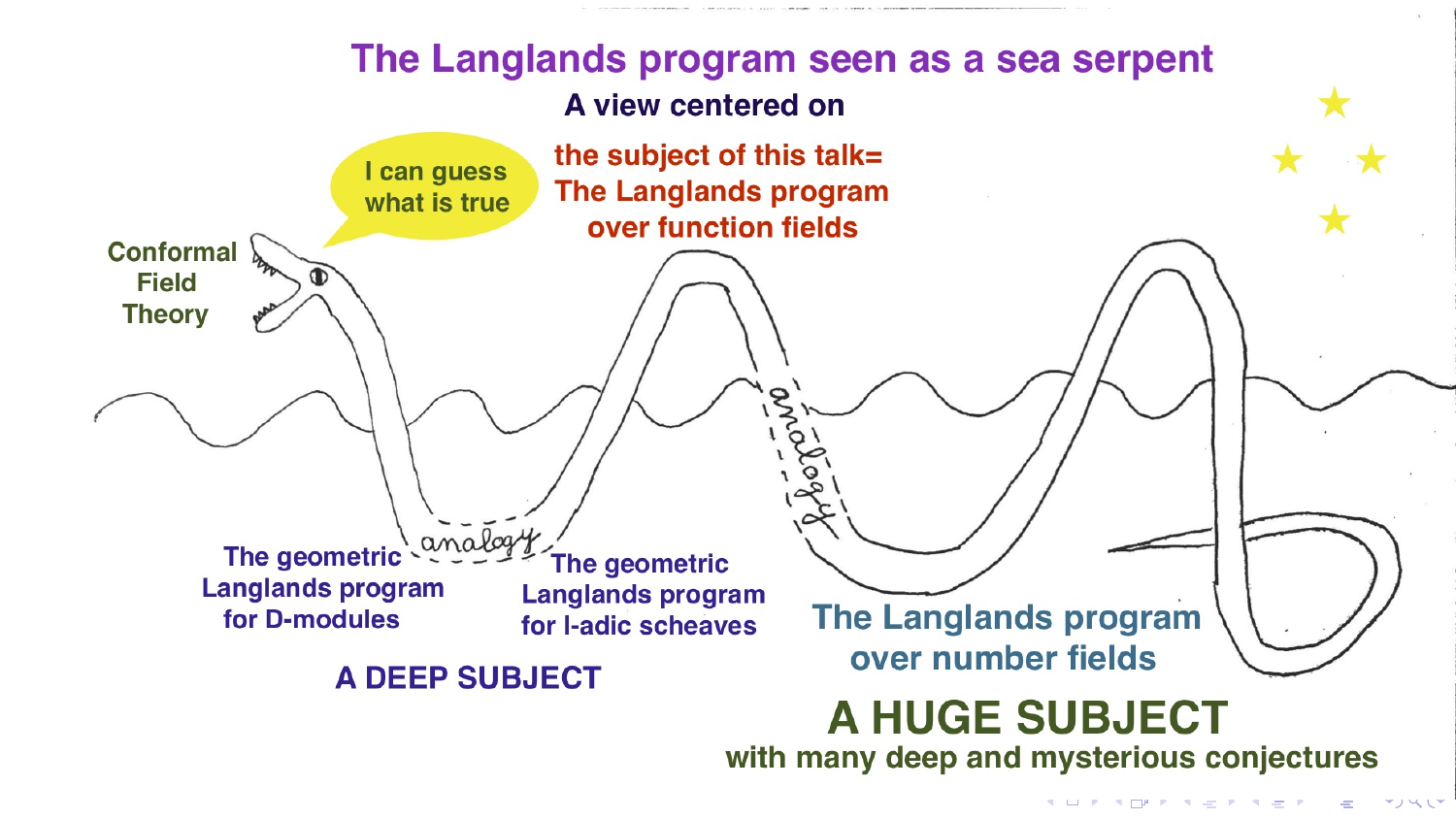# The Langlands program seen as a sea serpent

A view centered on

the subject of this talk= The Langlands program over function fields

Conformal Field Theory

I can guess what is true

The geometric Langlands program for D-modules

analogy

The geometric Langlands program for l-adic scheaves

analogy

The Langlands program over number fields

A DEEP SUBJECT

A HUGE SUBJECT

with many deep and mysterious conjectures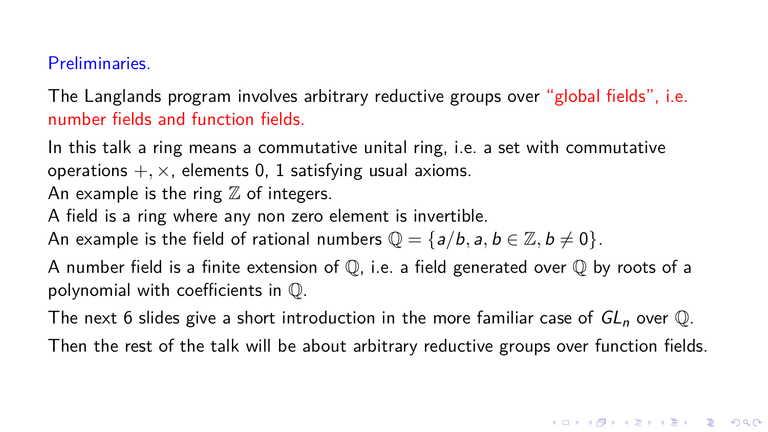## Preliminaries.

The Langlands program involves arbitrary reductive groups over "global fields", i.e. number fields and function fields.

In this talk a ring means a commutative unital ring, i.e. a set with commutative operations $+, \times$, elements 0, 1 satisfying usual axioms.
An example is the ring $\mathbb{Z}$ of integers.
A field is a ring where any non zero element is invertible.
An example is the field of rational numbers $\mathbb{Q} = \{a/b, a, b \in \mathbb{Z}, b \neq 0\}$.

A number field is a finite extension of $\mathbb{Q}$, i.e. a field generated over $\mathbb{Q}$ by roots of a polynomial with coefficients in $\mathbb{Q}$.

The next 6 slides give a short introduction in the more familiar case of $GL_n$ over $\mathbb{Q}$.

Then the rest of the talk will be about arbitrary reductive groups over function fields.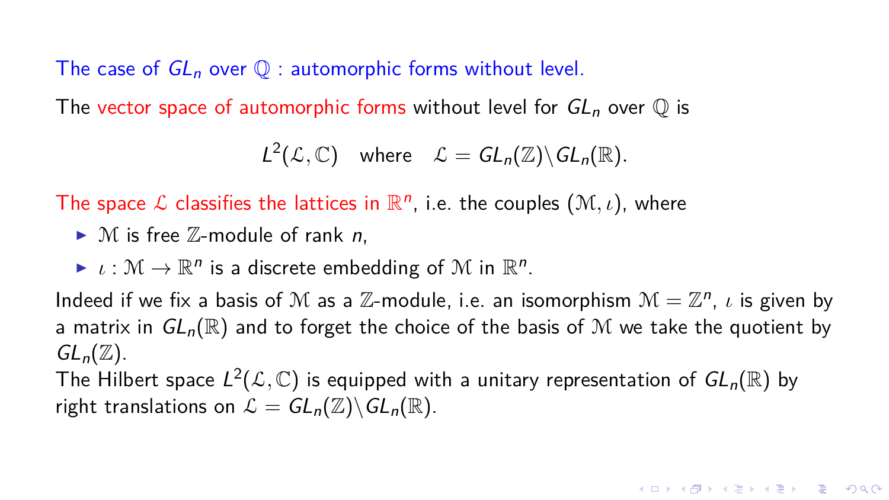## The case of $GL_n$ over $\mathbb{Q}$ : automorphic forms without level.

The vector space of automorphic forms without level for $GL_n$ over $\mathbb{Q}$ is

$$L^2(\mathcal{L}, \mathbb{C}) \quad \text{where} \quad \mathcal{L} = GL_n(\mathbb{Z})\backslash GL_n(\mathbb{R}).$$

The space $\mathcal{L}$ classifies the lattices in $\mathbb{R}^n$, i.e. the couples $(\mathcal{M}, \iota)$, where

- $\mathcal{M}$ is free $\mathbb{Z}$-module of rank $n$,
- $\iota : \mathcal{M} \to \mathbb{R}^n$ is a discrete embedding of $\mathcal{M}$ in $\mathbb{R}^n$.

Indeed if we fix a basis of $\mathcal{M}$ as a $\mathbb{Z}$-module, i.e. an isomorphism $\mathcal{M} = \mathbb{Z}^n$, $\iota$ is given by a matrix in $GL_n(\mathbb{R})$ and to forget the choice of the basis of $\mathcal{M}$ we take the quotient by $GL_n(\mathbb{Z})$.

The Hilbert space $L^2(\mathcal{L}, \mathbb{C})$ is equipped with a unitary representation of $GL_n(\mathbb{R})$ by right translations on $\mathcal{L} = GL_n(\mathbb{Z})\backslash GL_n(\mathbb{R})$.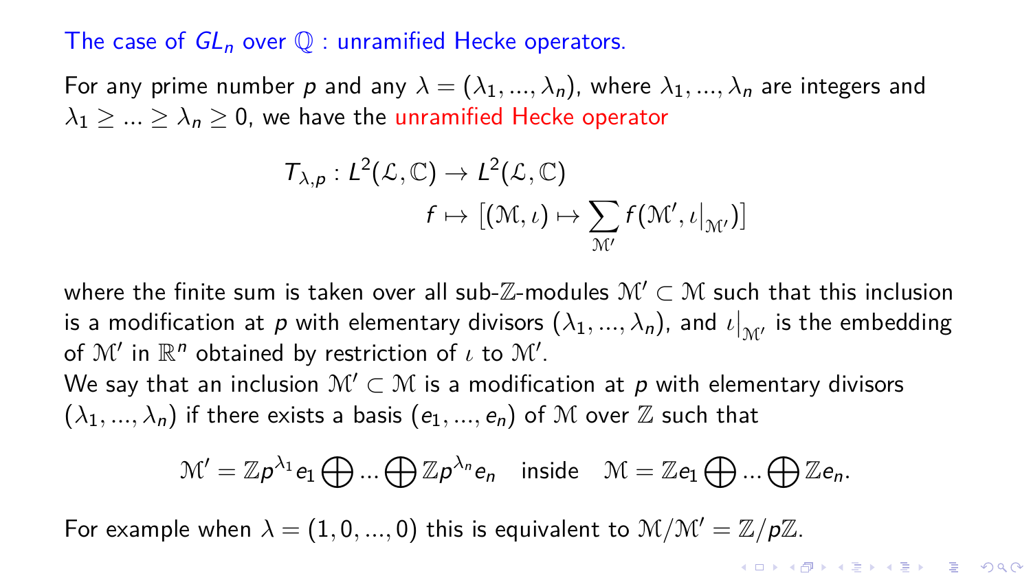## The case of $GL_n$ over $\mathbb{Q}$ : unramified Hecke operators.

For any prime number $p$ and any $\lambda = (\lambda_1, ..., \lambda_n)$, where $\lambda_1, ..., \lambda_n$ are integers and $\lambda_1 \geq ... \geq \lambda_n \geq 0$, we have the unramified Hecke operator

$$T_{\lambda,p} : L^2(\mathcal{L}, \mathbb{C}) \to L^2(\mathcal{L}, \mathbb{C})$$
$$f \mapsto \left[(\mathcal{M}, \iota) \mapsto \sum_{\mathcal{M}'} f(\mathcal{M}', \iota|_{\mathcal{M}'})\right]$$

where the finite sum is taken over all sub-$\mathbb{Z}$-modules $\mathcal{M}' \subset \mathcal{M}$ such that this inclusion is a modification at $p$ with elementary divisors $(\lambda_1, ..., \lambda_n)$, and $\iota|_{\mathcal{M}'}$ is the embedding of $\mathcal{M}'$ in $\mathbb{R}^n$ obtained by restriction of $\iota$ to $\mathcal{M}'$.

We say that an inclusion $\mathcal{M}' \subset \mathcal{M}$ is a modification at $p$ with elementary divisors $(\lambda_1, ..., \lambda_n)$ if there exists a basis $(e_1, ..., e_n)$ of $\mathcal{M}$ over $\mathbb{Z}$ such that

$$\mathcal{M}' = \mathbb{Z}p^{\lambda_1}e_1 \bigoplus ... \bigoplus \mathbb{Z}p^{\lambda_n}e_n \quad \text{inside} \quad \mathcal{M} = \mathbb{Z}e_1 \bigoplus ... \bigoplus \mathbb{Z}e_n.$$

For example when $\lambda = (1, 0, ..., 0)$ this is equivalent to $\mathcal{M}/\mathcal{M}' = \mathbb{Z}/p\mathbb{Z}$.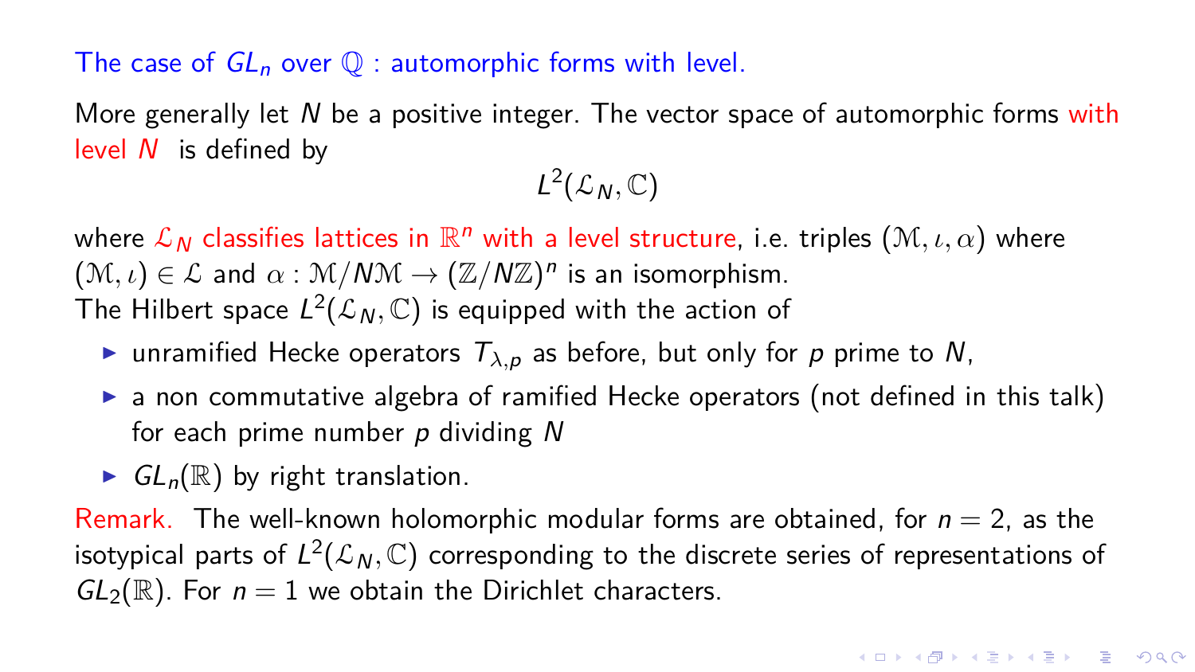## The case of $GL_n$ over $\mathbb{Q}$ : automorphic forms with level.

More generally let $N$ be a positive integer. The vector space of automorphic forms with level $N$ is defined by

$$L^2(\mathcal{L}_N, \mathbb{C})$$

where $\mathcal{L}_N$ classifies lattices in $\mathbb{R}^n$ with a level structure, i.e. triples $(\mathcal{M}, \iota, \alpha)$ where $(\mathcal{M}, \iota) \in \mathcal{L}$ and $\alpha : \mathcal{M}/N\mathcal{M} \to (\mathbb{Z}/N\mathbb{Z})^n$ is an isomorphism.
The Hilbert space $L^2(\mathcal{L}_N, \mathbb{C})$ is equipped with the action of

- unramified Hecke operators $T_{\lambda,p}$ as before, but only for $p$ prime to $N$,
- a non commutative algebra of ramified Hecke operators (not defined in this talk) for each prime number $p$ dividing $N$
- $GL_n(\mathbb{R})$ by right translation.

Remark. The well-known holomorphic modular forms are obtained, for $n = 2$, as the isotypical parts of $L^2(\mathcal{L}_N, \mathbb{C})$ corresponding to the discrete series of representations of $GL_2(\mathbb{R})$. For $n = 1$ we obtain the Dirichlet characters.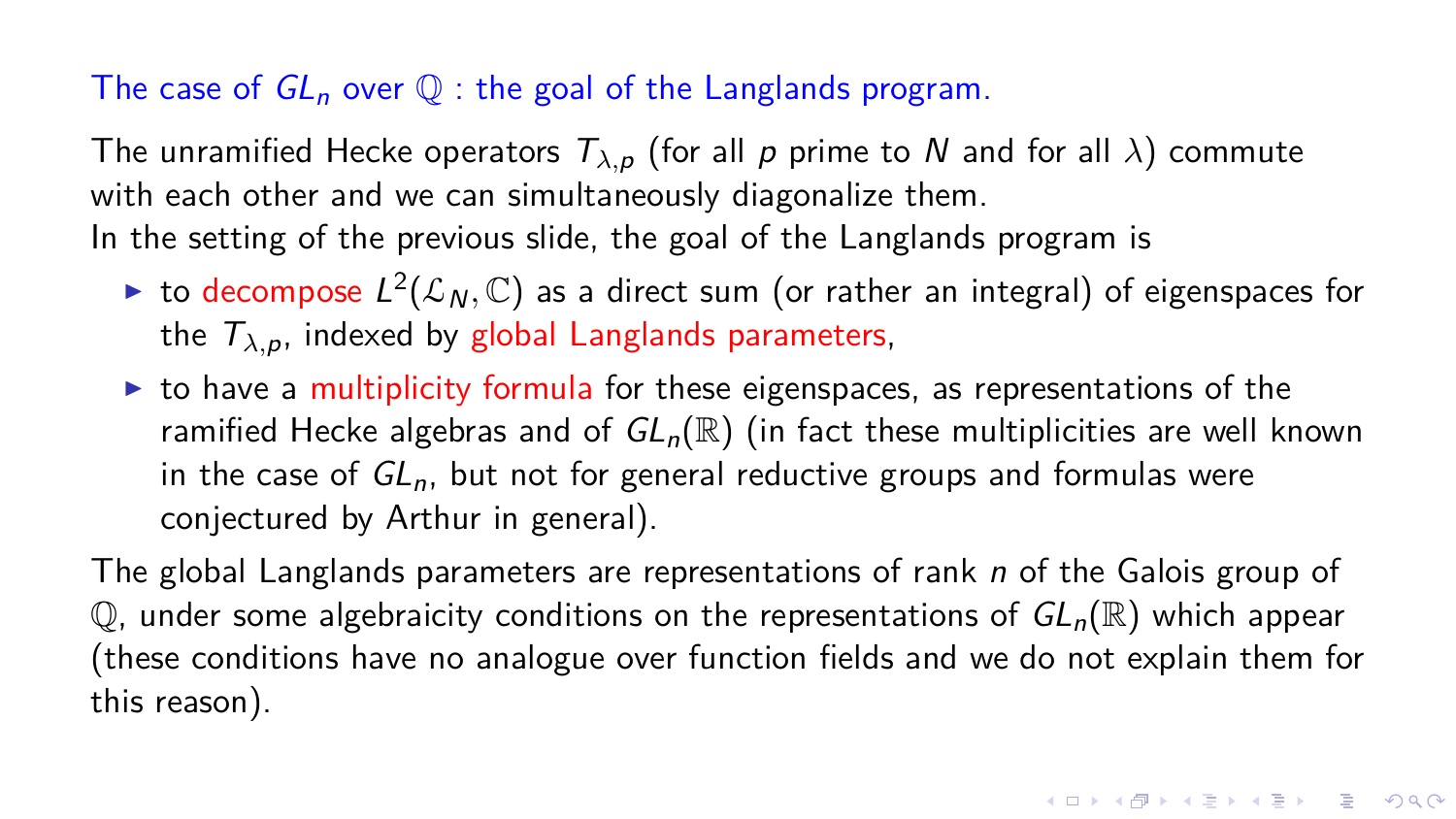## The case of $GL_n$ over $\mathbb{Q}$ : the goal of the Langlands program.

The unramified Hecke operators $T_{\lambda,p}$ (for all $p$ prime to $N$ and for all $\lambda$) commute with each other and we can simultaneously diagonalize them.
In the setting of the previous slide, the goal of the Langlands program is

- to decompose $L^2(\mathcal{L}_N, \mathbb{C})$ as a direct sum (or rather an integral) of eigenspaces for the $T_{\lambda,p}$, indexed by global Langlands parameters,
- to have a multiplicity formula for these eigenspaces, as representations of the ramified Hecke algebras and of $GL_n(\mathbb{R})$ (in fact these multiplicities are well known in the case of $GL_n$, but not for general reductive groups and formulas were conjectured by Arthur in general).

The global Langlands parameters are representations of rank $n$ of the Galois group of $\mathbb{Q}$, under some algebraicity conditions on the representations of $GL_n(\mathbb{R})$ which appear (these conditions have no analogue over function fields and we do not explain them for this reason).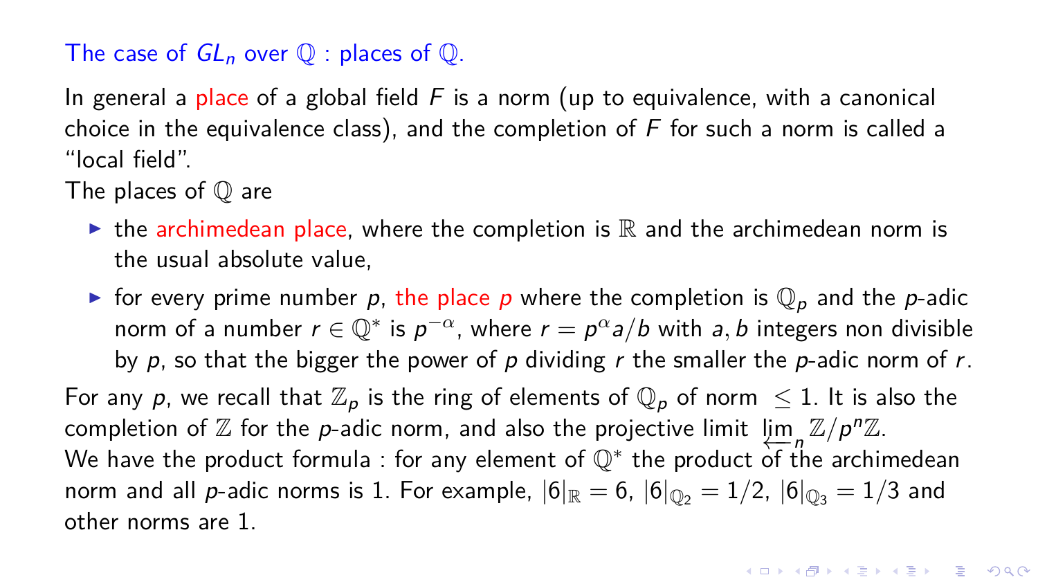## The case of $GL_n$ over $\mathbb{Q}$ : places of $\mathbb{Q}$.

In general a place of a global field $F$ is a norm (up to equivalence, with a canonical choice in the equivalence class), and the completion of $F$ for such a norm is called a "local field".

The places of $\mathbb{Q}$ are

- the archimedean place, where the completion is $\mathbb{R}$ and the archimedean norm is the usual absolute value,
- for every prime number $p$, the place $p$ where the completion is $\mathbb{Q}_p$ and the $p$-adic norm of a number $r \in \mathbb{Q}^*$ is $p^{-\alpha}$, where $r = p^\alpha a/b$ with $a, b$ integers non divisible by $p$, so that the bigger the power of $p$ dividing $r$ the smaller the $p$-adic norm of $r$.

For any $p$, we recall that $\mathbb{Z}_p$ is the ring of elements of $\mathbb{Q}_p$ of norm $\leq 1$. It is also the completion of $\mathbb{Z}$ for the $p$-adic norm, and also the projective limit $\varprojlim_n \mathbb{Z}/p^n\mathbb{Z}$.

We have the product formula : for any element of $\mathbb{Q}^*$ the product of the archimedean norm and all $p$-adic norms is 1. For example, $|6|_{\mathbb{R}} = 6$, $|6|_{\mathbb{Q}_2} = 1/2$, $|6|_{\mathbb{Q}_3} = 1/3$ and other norms are 1.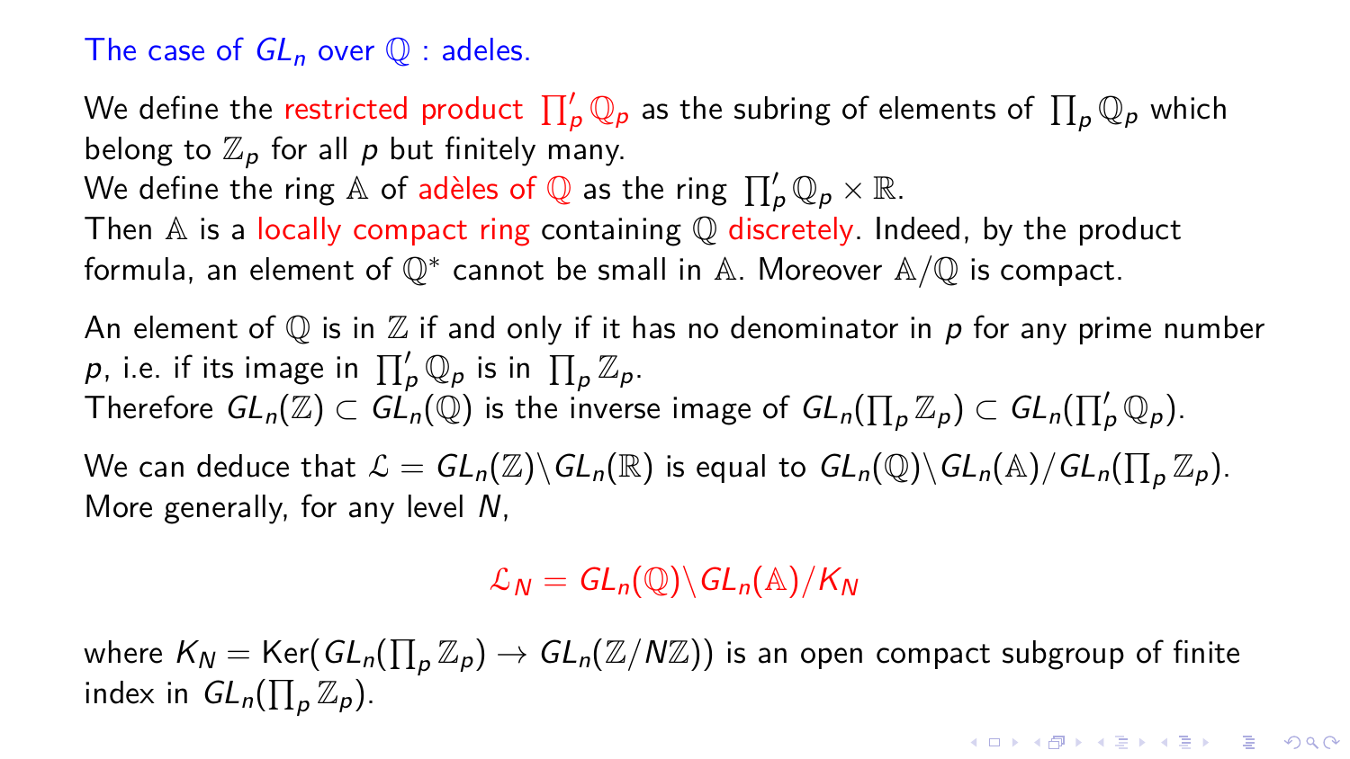## The case of $GL_n$ over $\mathbb{Q}$ : adeles.

We define the restricted product $\prod'_p \mathbb{Q}_p$ as the subring of elements of $\prod_p \mathbb{Q}_p$ which belong to $\mathbb{Z}_p$ for all $p$ but finitely many.
We define the ring $\mathbb{A}$ of adèles of $\mathbb{Q}$ as the ring $\prod'_p \mathbb{Q}_p \times \mathbb{R}$.
Then $\mathbb{A}$ is a locally compact ring containing $\mathbb{Q}$ discretely. Indeed, by the product formula, an element of $\mathbb{Q}^*$ cannot be small in $\mathbb{A}$. Moreover $\mathbb{A}/\mathbb{Q}$ is compact.

An element of $\mathbb{Q}$ is in $\mathbb{Z}$ if and only if it has no denominator in $p$ for any prime number $p$, i.e. if its image in $\prod'_p \mathbb{Q}_p$ is in $\prod_p \mathbb{Z}_p$.
Therefore $GL_n(\mathbb{Z}) \subset GL_n(\mathbb{Q})$ is the inverse image of $GL_n(\prod_p \mathbb{Z}_p) \subset GL_n(\prod'_p \mathbb{Q}_p)$.

We can deduce that $\mathcal{L} = GL_n(\mathbb{Z}) \backslash GL_n(\mathbb{R})$ is equal to $GL_n(\mathbb{Q}) \backslash GL_n(\mathbb{A}) / GL_n(\prod_p \mathbb{Z}_p)$.
More generally, for any level $N$,

$$\mathcal{L}_N = GL_n(\mathbb{Q}) \backslash GL_n(\mathbb{A}) / K_N$$

where $K_N = \mathrm{Ker}(GL_n(\prod_p \mathbb{Z}_p) \to GL_n(\mathbb{Z}/N\mathbb{Z}))$ is an open compact subgroup of finite index in $GL_n(\prod_p \mathbb{Z}_p)$.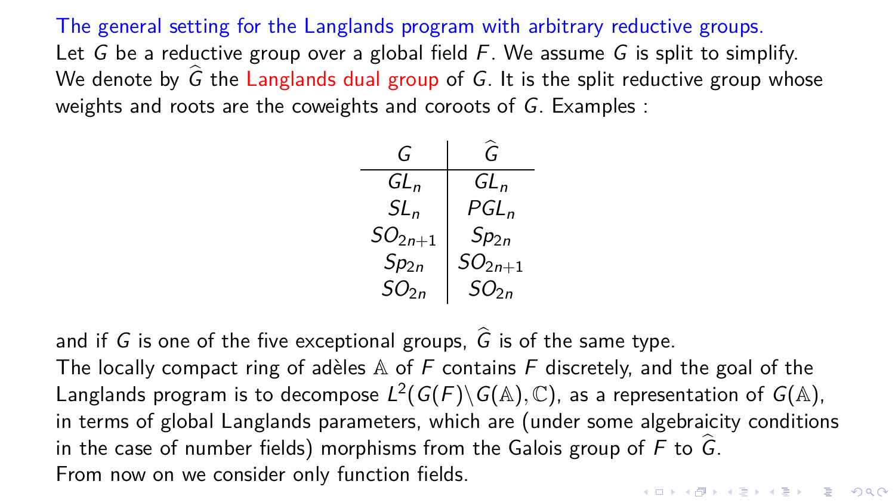## The general setting for the Langlands program with arbitrary reductive groups.

Let $G$ be a reductive group over a global field $F$. We assume $G$ is split to simplify. We denote by $\widehat{G}$ the Langlands dual group of $G$. It is the split reductive group whose weights and roots are the coweights and coroots of $G$. Examples :

| $G$ | $\widehat{G}$ |
|---|---|
| $GL_n$ | $GL_n$ |
| $SL_n$ | $PGL_n$ |
| $SO_{2n+1}$ | $Sp_{2n}$ |
| $Sp_{2n}$ | $SO_{2n+1}$ |
| $SO_{2n}$ | $SO_{2n}$ |

and if $G$ is one of the five exceptional groups, $\widehat{G}$ is of the same type.

The locally compact ring of adèles $\mathbb{A}$ of $F$ contains $F$ discretely, and the goal of the Langlands program is to decompose $L^2(G(F)\backslash G(\mathbb{A}), \mathbb{C})$, as a representation of $G(\mathbb{A})$, in terms of global Langlands parameters, which are (under some algebraicity conditions in the case of number fields) morphisms from the Galois group of $F$ to $\widehat{G}$.

From now on we consider only function fields.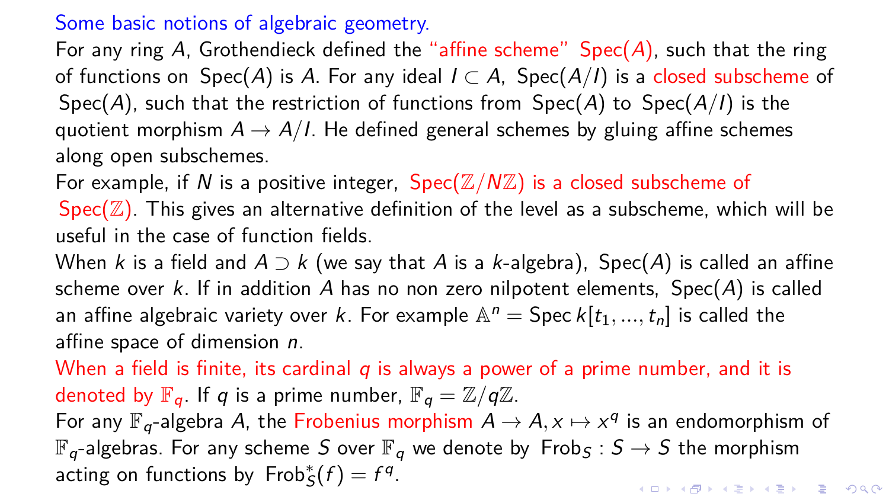## Some basic notions of algebraic geometry.

For any ring $A$, Grothendieck defined the "affine scheme" $\mathrm{Spec}(A)$, such that the ring of functions on $\mathrm{Spec}(A)$ is $A$. For any ideal $I \subset A$, $\mathrm{Spec}(A/I)$ is a closed subscheme of $\mathrm{Spec}(A)$, such that the restriction of functions from $\mathrm{Spec}(A)$ to $\mathrm{Spec}(A/I)$ is the quotient morphism $A \to A/I$. He defined general schemes by gluing affine schemes along open subschemes.

For example, if $N$ is a positive integer, $\mathrm{Spec}(\mathbb{Z}/N\mathbb{Z})$ is a closed subscheme of $\mathrm{Spec}(\mathbb{Z})$. This gives an alternative definition of the level as a subscheme, which will be useful in the case of function fields.

When $k$ is a field and $A \supset k$ (we say that $A$ is a $k$-algebra), $\mathrm{Spec}(A)$ is called an affine scheme over $k$. If in addition $A$ has no non zero nilpotent elements, $\mathrm{Spec}(A)$ is called an affine algebraic variety over $k$. For example $\mathbb{A}^n = \mathrm{Spec}\, k[t_1, ..., t_n]$ is called the affine space of dimension $n$.

When a field is finite, its cardinal $q$ is always a power of a prime number, and it is denoted by $\mathbb{F}_q$. If $q$ is a prime number, $\mathbb{F}_q = \mathbb{Z}/q\mathbb{Z}$.

For any $\mathbb{F}_q$-algebra $A$, the Frobenius morphism $A \to A, x \mapsto x^q$ is an endomorphism of $\mathbb{F}_q$-algebras. For any scheme $S$ over $\mathbb{F}_q$ we denote by $\mathrm{Frob}_S : S \to S$ the morphism acting on functions by $\mathrm{Frob}_S^*(f) = f^q$.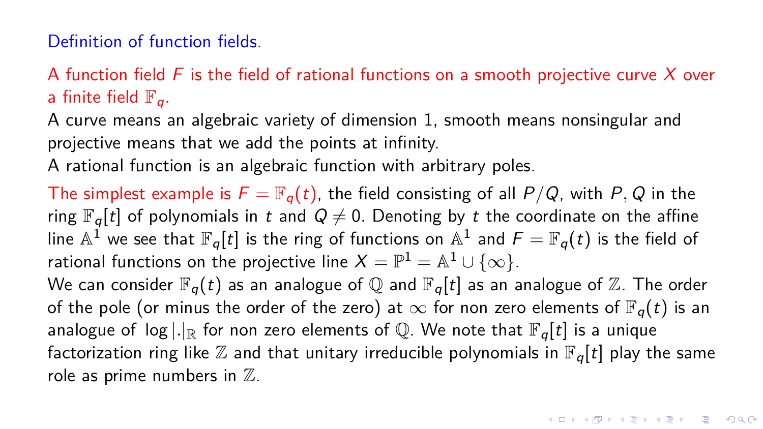## Definition of function fields.

A function field $F$ is the field of rational functions on a smooth projective curve $X$ over a finite field $\mathbb{F}_q$.

A curve means an algebraic variety of dimension 1, smooth means nonsingular and projective means that we add the points at infinity.

A rational function is an algebraic function with arbitrary poles.

The simplest example is $F = \mathbb{F}_q(t)$, the field consisting of all $P/Q$, with $P, Q$ in the ring $\mathbb{F}_q[t]$ of polynomials in $t$ and $Q \neq 0$. Denoting by $t$ the coordinate on the affine line $\mathbb{A}^1$ we see that $\mathbb{F}_q[t]$ is the ring of functions on $\mathbb{A}^1$ and $F = \mathbb{F}_q(t)$ is the field of rational functions on the projective line $X = \mathbb{P}^1 = \mathbb{A}^1 \cup \{\infty\}$.

We can consider $\mathbb{F}_q(t)$ as an analogue of $\mathbb{Q}$ and $\mathbb{F}_q[t]$ as an analogue of $\mathbb{Z}$. The order of the pole (or minus the order of the zero) at $\infty$ for non zero elements of $\mathbb{F}_q(t)$ is an analogue of $\log |.|_{\mathbb{R}}$ for non zero elements of $\mathbb{Q}$. We note that $\mathbb{F}_q[t]$ is a unique factorization ring like $\mathbb{Z}$ and that unitary irreducible polynomials in $\mathbb{F}_q[t]$ play the same role as prime numbers in $\mathbb{Z}$.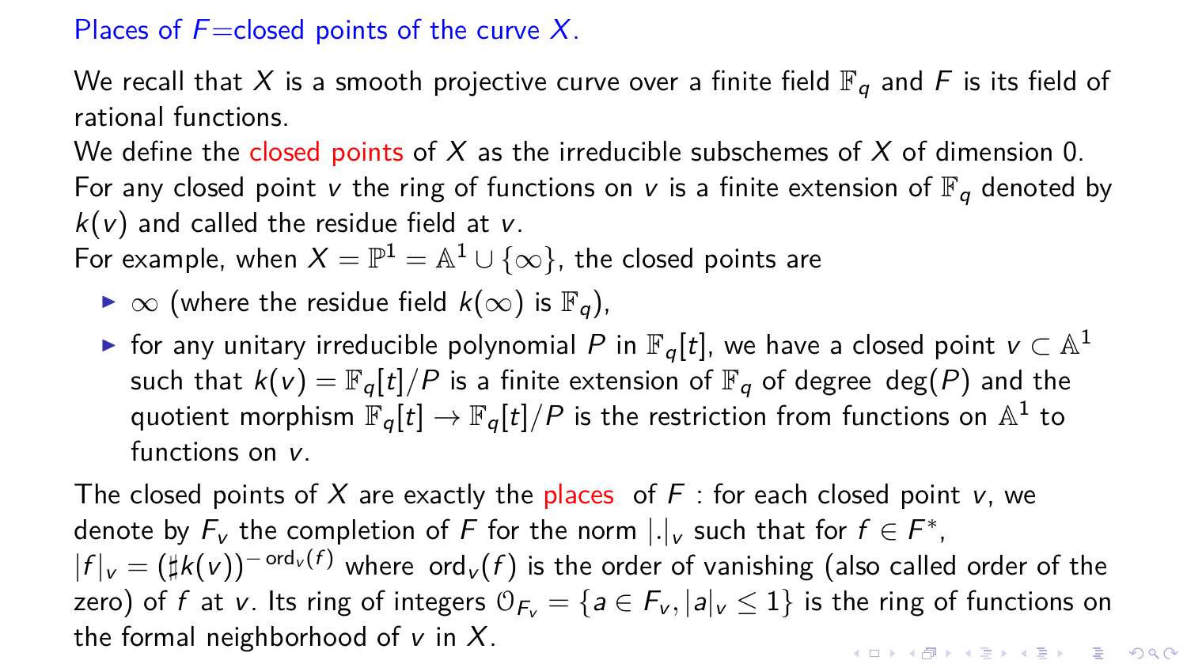## Places of $F$=closed points of the curve $X$.

We recall that $X$ is a smooth projective curve over a finite field $\mathbb{F}_q$ and $F$ is its field of rational functions.

We define the closed points of $X$ as the irreducible subschemes of $X$ of dimension 0.

For any closed point $v$ the ring of functions on $v$ is a finite extension of $\mathbb{F}_q$ denoted by $k(v)$ and called the residue field at $v$.

For example, when $X = \mathbb{P}^1 = \mathbb{A}^1 \cup \{\infty\}$, the closed points are

- $\infty$ (where the residue field $k(\infty)$ is $\mathbb{F}_q$),
- for any unitary irreducible polynomial $P$ in $\mathbb{F}_q[t]$, we have a closed point $v \subset \mathbb{A}^1$ such that $k(v) = \mathbb{F}_q[t]/P$ is a finite extension of $\mathbb{F}_q$ of degree $\deg(P)$ and the quotient morphism $\mathbb{F}_q[t] \to \mathbb{F}_q[t]/P$ is the restriction from functions on $\mathbb{A}^1$ to functions on $v$.

The closed points of $X$ are exactly the places of $F$ : for each closed point $v$, we denote by $F_v$ the completion of $F$ for the norm $|.|_v$ such that for $f \in F^*$, $|f|_v = (\sharp k(v))^{-\operatorname{ord}_v(f)}$ where $\operatorname{ord}_v(f)$ is the order of vanishing (also called order of the zero) of $f$ at $v$. Its ring of integers $\mathcal{O}_{F_v} = \{a \in F_v, |a|_v \leq 1\}$ is the ring of functions on the formal neighborhood of $v$ in $X$.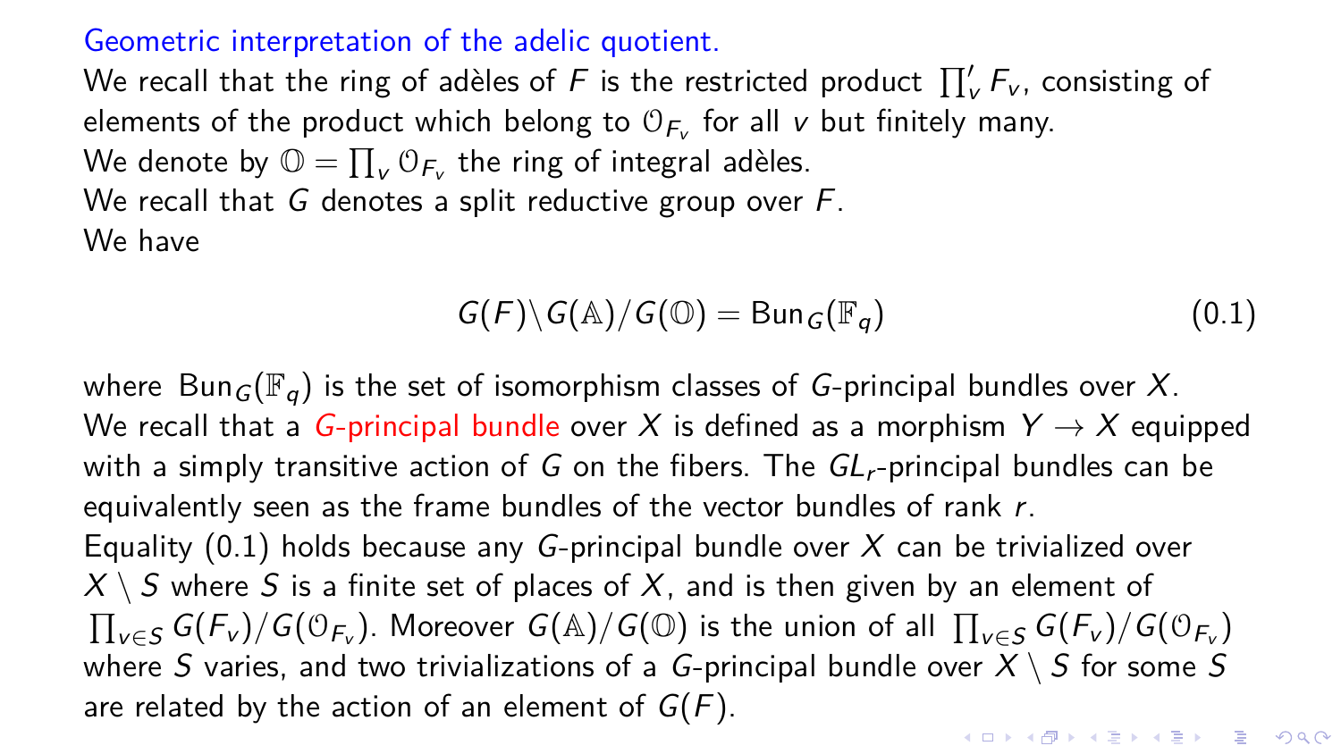## Geometric interpretation of the adelic quotient.

We recall that the ring of adèles of $F$ is the restricted product $\prod'_v F_v$, consisting of elements of the product which belong to $\mathcal{O}_{F_v}$ for all $v$ but finitely many.

We denote by $\mathbb{O} = \prod_v \mathcal{O}_{F_v}$ the ring of integral adèles.

We recall that $G$ denotes a split reductive group over $F$.

We have

$$G(F)\backslash G(\mathbb{A})/G(\mathbb{O}) = \mathrm{Bun}_G(\mathbb{F}_q) \tag{0.1}$$

where $\mathrm{Bun}_G(\mathbb{F}_q)$ is the set of isomorphism classes of $G$-principal bundles over $X$.

We recall that a $G$-principal bundle over $X$ is defined as a morphism $Y \to X$ equipped with a simply transitive action of $G$ on the fibers. The $GL_r$-principal bundles can be equivalently seen as the frame bundles of the vector bundles of rank $r$.

Equality (0.1) holds because any $G$-principal bundle over $X$ can be trivialized over $X \setminus S$ where $S$ is a finite set of places of $X$, and is then given by an element of $\prod_{v \in S} G(F_v)/G(\mathcal{O}_{F_v})$. Moreover $G(\mathbb{A})/G(\mathbb{O})$ is the union of all $\prod_{v \in S} G(F_v)/G(\mathcal{O}_{F_v})$ where $S$ varies, and two trivializations of a $G$-principal bundle over $X \setminus S$ for some $S$ are related by the action of an element of $G(F)$.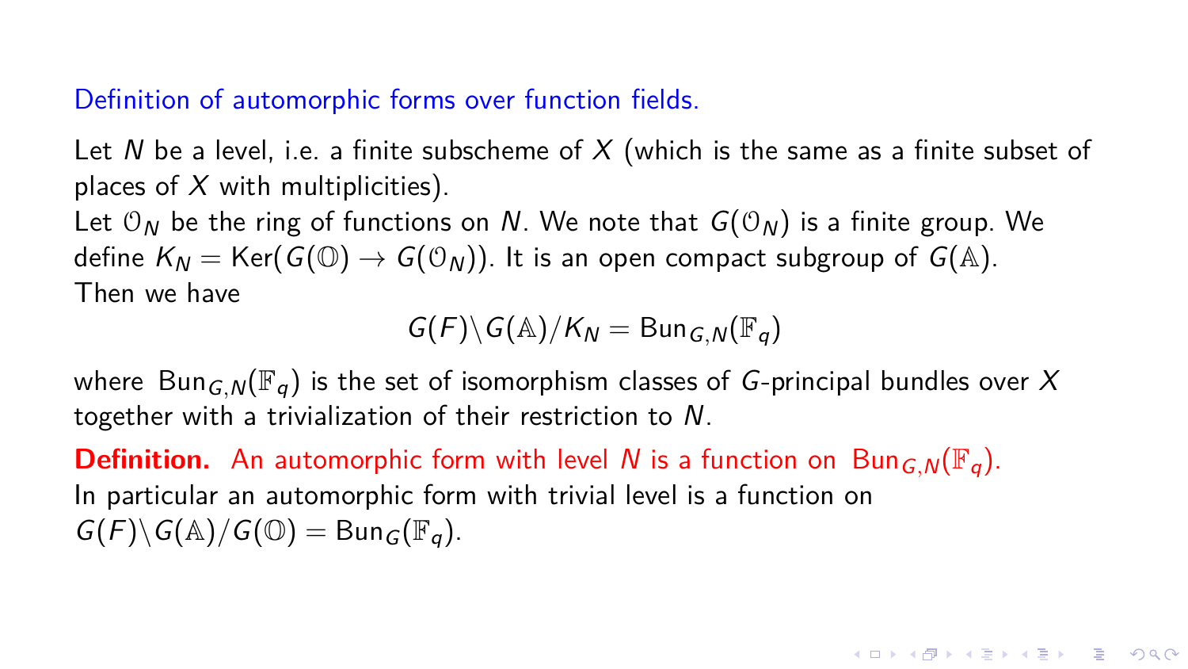## Definition of automorphic forms over function fields.

Let $N$ be a level, i.e. a finite subscheme of $X$ (which is the same as a finite subset of places of $X$ with multiplicities).

Let $\mathcal{O}_N$ be the ring of functions on $N$. We note that $G(\mathcal{O}_N)$ is a finite group. We define $K_N = \mathrm{Ker}(G(\mathbb{O}) \to G(\mathcal{O}_N))$. It is an open compact subgroup of $G(\mathbb{A})$.

Then we have

$$G(F)\backslash G(\mathbb{A})/K_N = \mathrm{Bun}_{G,N}(\mathbb{F}_q)$$

where $\mathrm{Bun}_{G,N}(\mathbb{F}_q)$ is the set of isomorphism classes of $G$-principal bundles over $X$ together with a trivialization of their restriction to $N$.

**Definition.** An automorphic form with level $N$ is a function on $\mathrm{Bun}_{G,N}(\mathbb{F}_q)$.

In particular an automorphic form with trivial level is a function on $G(F)\backslash G(\mathbb{A})/G(\mathbb{O}) = \mathrm{Bun}_G(\mathbb{F}_q)$.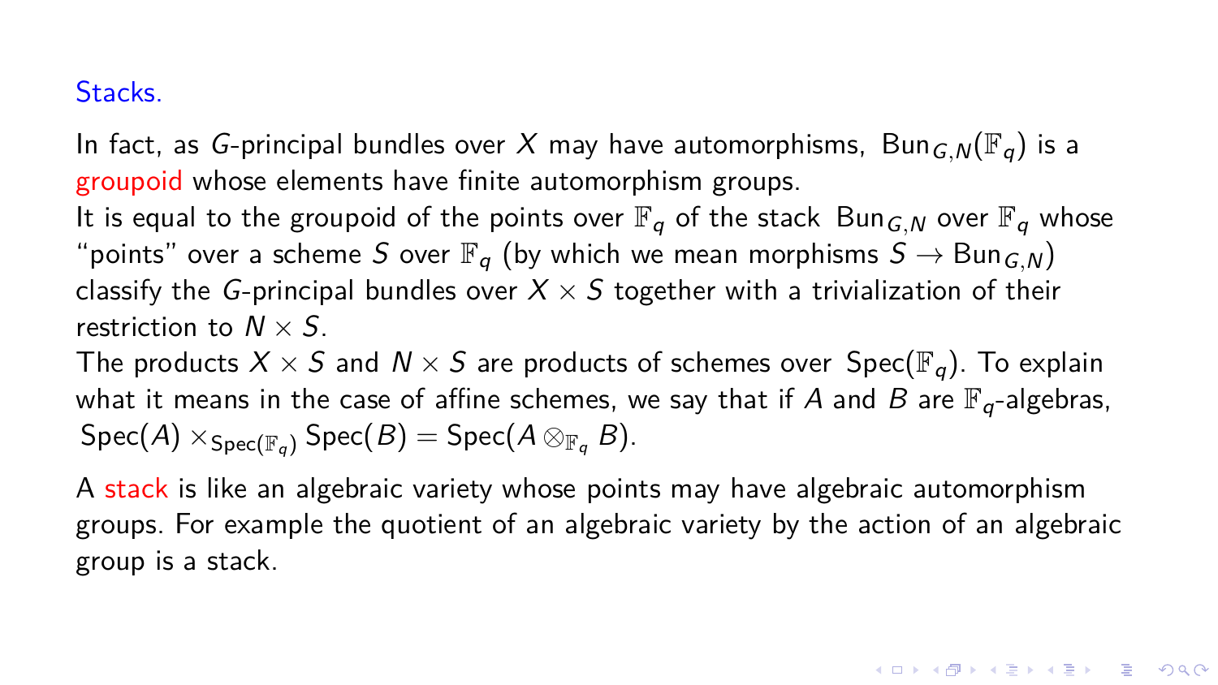## Stacks.

In fact, as $G$-principal bundles over $X$ may have automorphisms, $\mathrm{Bun}_{G,N}(\mathbb{F}_q)$ is a groupoid whose elements have finite automorphism groups.
It is equal to the groupoid of the points over $\mathbb{F}_q$ of the stack $\mathrm{Bun}_{G,N}$ over $\mathbb{F}_q$ whose "points" over a scheme $S$ over $\mathbb{F}_q$ (by which we mean morphisms $S \to \mathrm{Bun}_{G,N}$) classify the $G$-principal bundles over $X \times S$ together with a trivialization of their restriction to $N \times S$.
The products $X \times S$ and $N \times S$ are products of schemes over $\mathrm{Spec}(\mathbb{F}_q)$. To explain what it means in the case of affine schemes, we say that if $A$ and $B$ are $\mathbb{F}_q$-algebras, $\mathrm{Spec}(A) \times_{\mathrm{Spec}(\mathbb{F}_q)} \mathrm{Spec}(B) = \mathrm{Spec}(A \otimes_{\mathbb{F}_q} B)$.

A stack is like an algebraic variety whose points may have algebraic automorphism groups. For example the quotient of an algebraic variety by the action of an algebraic group is a stack.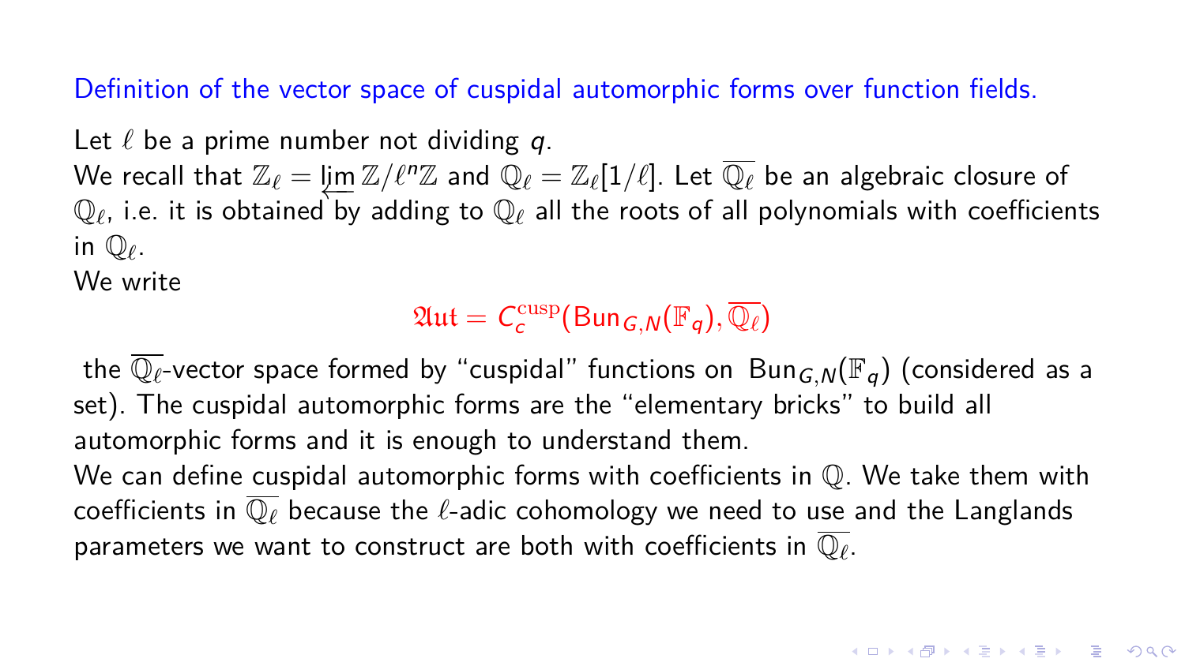## Definition of the vector space of cuspidal automorphic forms over function fields.

Let $\ell$ be a prime number not dividing $q$.
We recall that $\mathbb{Z}_\ell = \varprojlim \mathbb{Z}/\ell^n\mathbb{Z}$ and $\mathbb{Q}_\ell = \mathbb{Z}_\ell[1/\ell]$. Let $\overline{\mathbb{Q}_\ell}$ be an algebraic closure of $\mathbb{Q}_\ell$, i.e. it is obtained by adding to $\mathbb{Q}_\ell$ all the roots of all polynomials with coefficients in $\mathbb{Q}_\ell$.
We write

$$\mathfrak{Aut} = C_c^{\mathrm{cusp}}(\mathrm{Bun}_{G,N}(\mathbb{F}_q), \overline{\mathbb{Q}_\ell})$$

the $\overline{\mathbb{Q}_\ell}$-vector space formed by "cuspidal" functions on $\mathrm{Bun}_{G,N}(\mathbb{F}_q)$ (considered as a set). The cuspidal automorphic forms are the "elementary bricks" to build all automorphic forms and it is enough to understand them.
We can define cuspidal automorphic forms with coefficients in $\mathbb{Q}$. We take them with coefficients in $\overline{\mathbb{Q}_\ell}$ because the $\ell$-adic cohomology we need to use and the Langlands parameters we want to construct are both with coefficients in $\overline{\mathbb{Q}_\ell}$.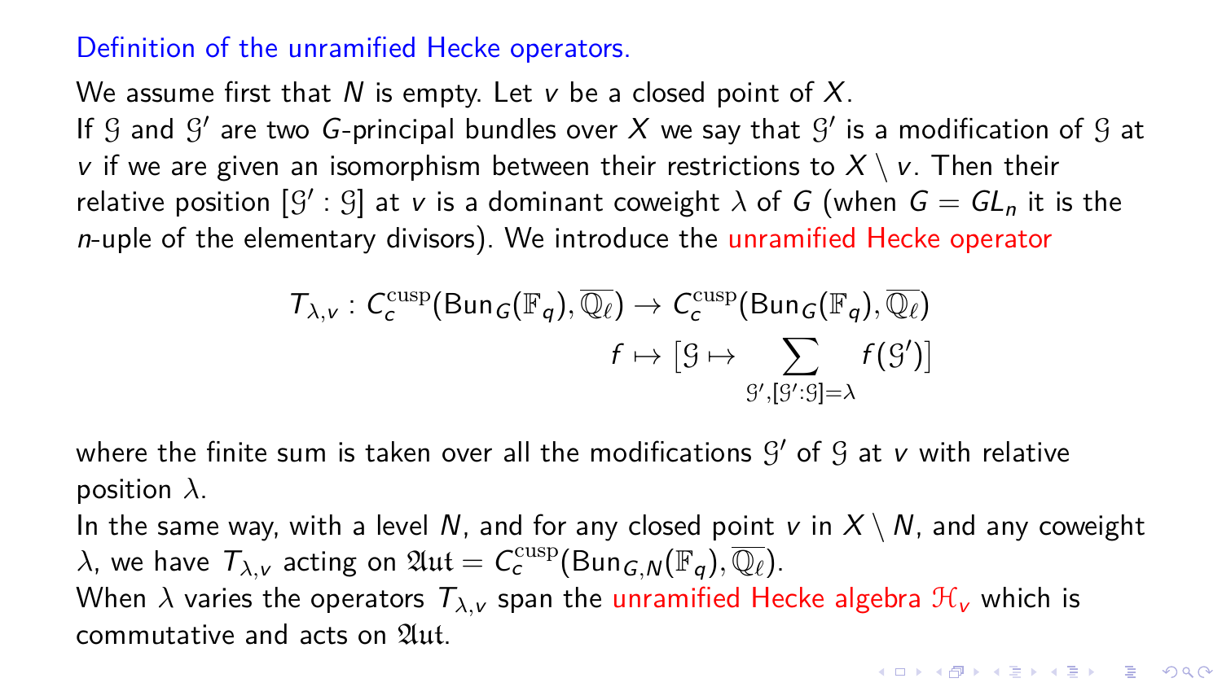## Definition of the unramified Hecke operators.

We assume first that $N$ is empty. Let $v$ be a closed point of $X$.
If $\mathcal{G}$ and $\mathcal{G}'$ are two $G$-principal bundles over $X$ we say that $\mathcal{G}'$ is a modification of $\mathcal{G}$ at $v$ if we are given an isomorphism between their restrictions to $X \setminus v$. Then their relative position $[\mathcal{G}' : \mathcal{G}]$ at $v$ is a dominant coweight $\lambda$ of $G$ (when $G = GL_n$ it is the $n$-uple of the elementary divisors). We introduce the unramified Hecke operator

$$T_{\lambda,v} : C_c^{\mathrm{cusp}}(\mathrm{Bun}_G(\mathbb{F}_q), \overline{\mathbb{Q}_\ell}) \to C_c^{\mathrm{cusp}}(\mathrm{Bun}_G(\mathbb{F}_q), \overline{\mathbb{Q}_\ell})$$

$$f \mapsto [\mathcal{G} \mapsto \sum_{\mathcal{G}', [\mathcal{G}':\mathcal{G}]=\lambda} f(\mathcal{G}')]$$

where the finite sum is taken over all the modifications $\mathcal{G}'$ of $\mathcal{G}$ at $v$ with relative position $\lambda$.
In the same way, with a level $N$, and for any closed point $v$ in $X \setminus N$, and any coweight $\lambda$, we have $T_{\lambda,v}$ acting on $\mathfrak{Aut} = C_c^{\mathrm{cusp}}(\mathrm{Bun}_{G,N}(\mathbb{F}_q), \overline{\mathbb{Q}_\ell})$.
When $\lambda$ varies the operators $T_{\lambda,v}$ span the unramified Hecke algebra $\mathcal{H}_v$ which is commutative and acts on $\mathfrak{Aut}$.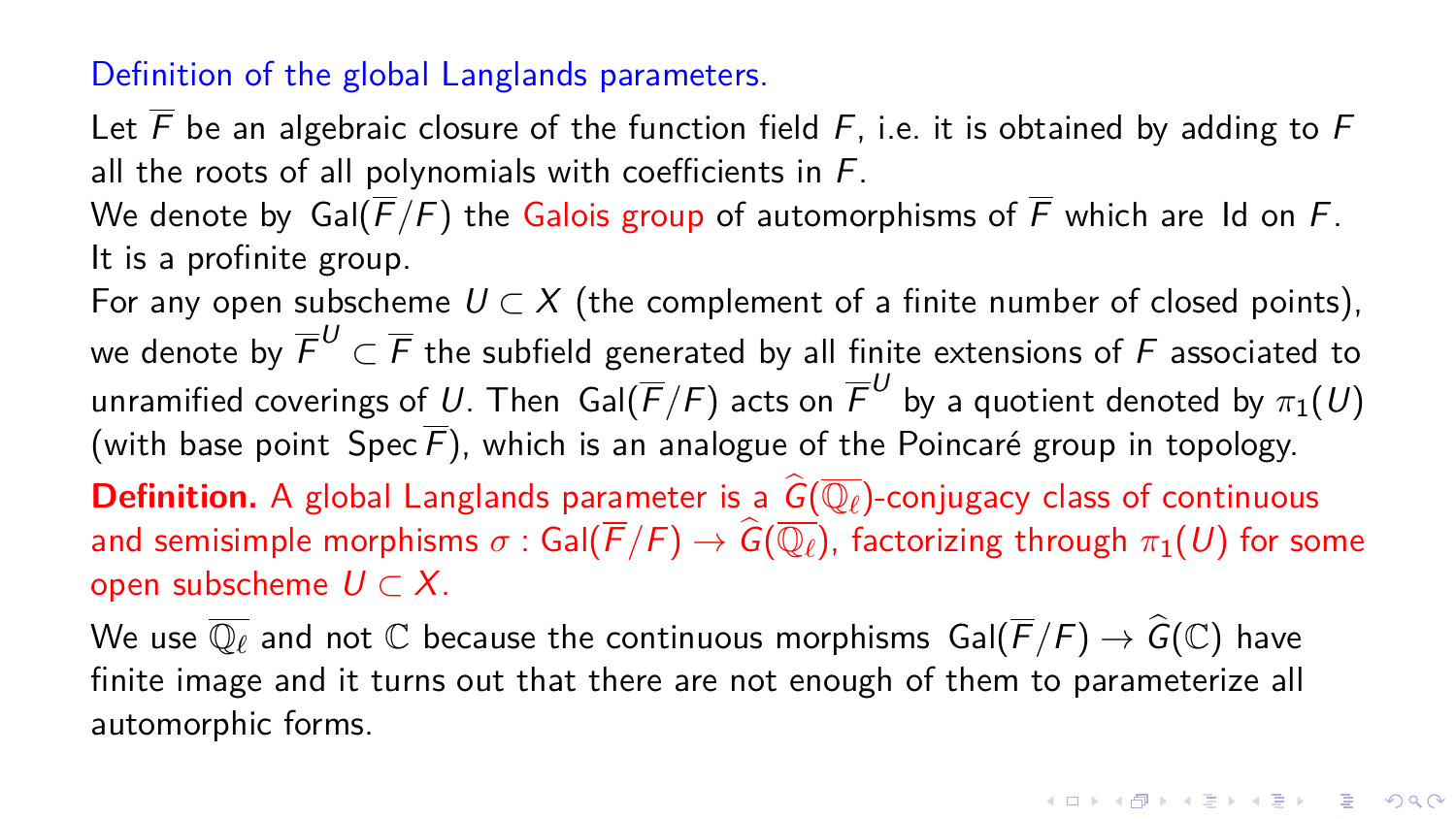## Definition of the global Langlands parameters.

Let $\overline{F}$ be an algebraic closure of the function field $F$, i.e. it is obtained by adding to $F$ all the roots of all polynomials with coefficients in $F$.
We denote by $\mathrm{Gal}(\overline{F}/F)$ the Galois group of automorphisms of $\overline{F}$ which are $\mathrm{Id}$ on $F$.
It is a profinite group.
For any open subscheme $U \subset X$ (the complement of a finite number of closed points), we denote by $\overline{F}^U \subset \overline{F}$ the subfield generated by all finite extensions of $F$ associated to unramified coverings of $U$. Then $\mathrm{Gal}(\overline{F}/F)$ acts on $\overline{F}^U$ by a quotient denoted by $\pi_1(U)$ (with base point $\mathrm{Spec}\,\overline{F}$), which is an analogue of the Poincaré group in topology.

**Definition.** A global Langlands parameter is a $\widehat{G}(\overline{\mathbb{Q}_\ell})$-conjugacy class of continuous and semisimple morphisms $\sigma : \mathrm{Gal}(\overline{F}/F) \to \widehat{G}(\overline{\mathbb{Q}_\ell})$, factorizing through $\pi_1(U)$ for some open subscheme $U \subset X$.

We use $\overline{\mathbb{Q}_\ell}$ and not $\mathbb{C}$ because the continuous morphisms $\mathrm{Gal}(\overline{F}/F) \to \widehat{G}(\mathbb{C})$ have finite image and it turns out that there are not enough of them to parameterize all automorphic forms.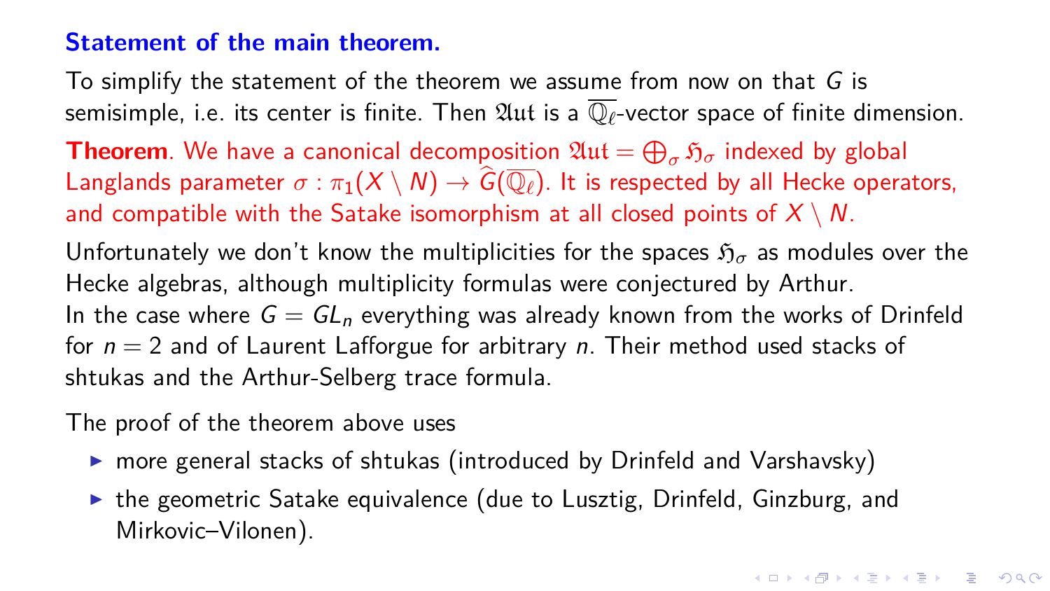## Statement of the main theorem.

To simplify the statement of the theorem we assume from now on that $G$ is semisimple, i.e. its center is finite. Then $\mathfrak{Aut}$ is a $\overline{\mathbb{Q}_\ell}$-vector space of finite dimension.

**Theorem**. We have a canonical decomposition $\mathfrak{Aut} = \bigoplus_\sigma \mathfrak{H}_\sigma$ indexed by global Langlands parameter $\sigma : \pi_1(X \setminus N) \to \widehat{G}(\overline{\mathbb{Q}_\ell})$. It is respected by all Hecke operators, and compatible with the Satake isomorphism at all closed points of $X \setminus N$.

Unfortunately we don't know the multiplicities for the spaces $\mathfrak{H}_\sigma$ as modules over the Hecke algebras, although multiplicity formulas were conjectured by Arthur.
In the case where $G = GL_n$ everything was already known from the works of Drinfeld for $n = 2$ and of Laurent Lafforgue for arbitrary $n$. Their method used stacks of shtukas and the Arthur-Selberg trace formula.

The proof of the theorem above uses

- more general stacks of shtukas (introduced by Drinfeld and Varshavsky)
- the geometric Satake equivalence (due to Lusztig, Drinfeld, Ginzburg, and Mirkovic–Vilonen).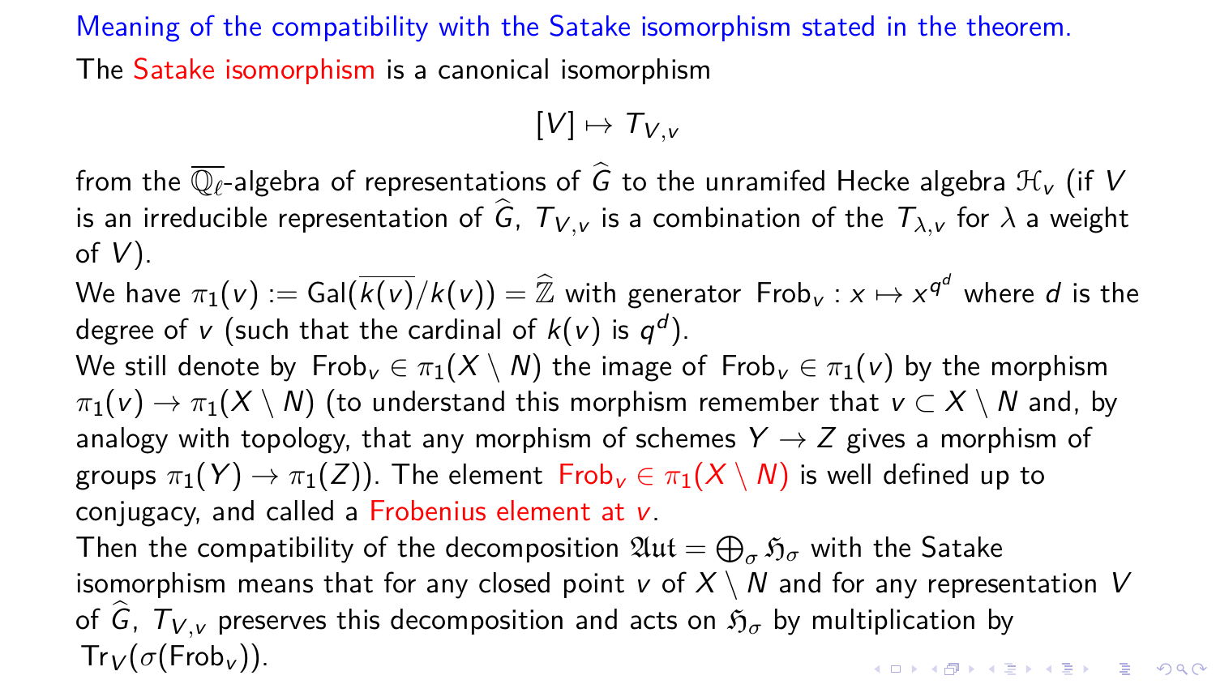## Meaning of the compatibility with the Satake isomorphism stated in the theorem.

The Satake isomorphism is a canonical isomorphism

$$[V] \mapsto T_{V,v}$$

from the $\overline{\mathbb{Q}_\ell}$-algebra of representations of $\widehat{G}$ to the unramifed Hecke algebra $\mathcal{H}_v$ (if $V$ is an irreducible representation of $\widehat{G}$, $T_{V,v}$ is a combination of the $T_{\lambda,v}$ for $\lambda$ a weight of $V$).

We have $\pi_1(v) := \mathrm{Gal}(\overline{k(v)}/k(v)) = \widehat{\mathbb{Z}}$ with generator $\mathrm{Frob}_v : x \mapsto x^{q^d}$ where $d$ is the degree of $v$ (such that the cardinal of $k(v)$ is $q^d$).

We still denote by $\mathrm{Frob}_v \in \pi_1(X \setminus N)$ the image of $\mathrm{Frob}_v \in \pi_1(v)$ by the morphism $\pi_1(v) \to \pi_1(X \setminus N)$ (to understand this morphism remember that $v \subset X \setminus N$ and, by analogy with topology, that any morphism of schemes $Y \to Z$ gives a morphism of groups $\pi_1(Y) \to \pi_1(Z)$). The element $\mathrm{Frob}_v \in \pi_1(X \setminus N)$ is well defined up to conjugacy, and called a Frobenius element at $v$.

Then the compatibility of the decomposition $\mathfrak{Aut} = \bigoplus_\sigma \mathfrak{H}_\sigma$ with the Satake isomorphism means that for any closed point $v$ of $X \setminus N$ and for any representation $V$ of $\widehat{G}$, $T_{V,v}$ preserves this decomposition and acts on $\mathfrak{H}_\sigma$ by multiplication by $\mathrm{Tr}_V(\sigma(\mathrm{Frob}_v))$.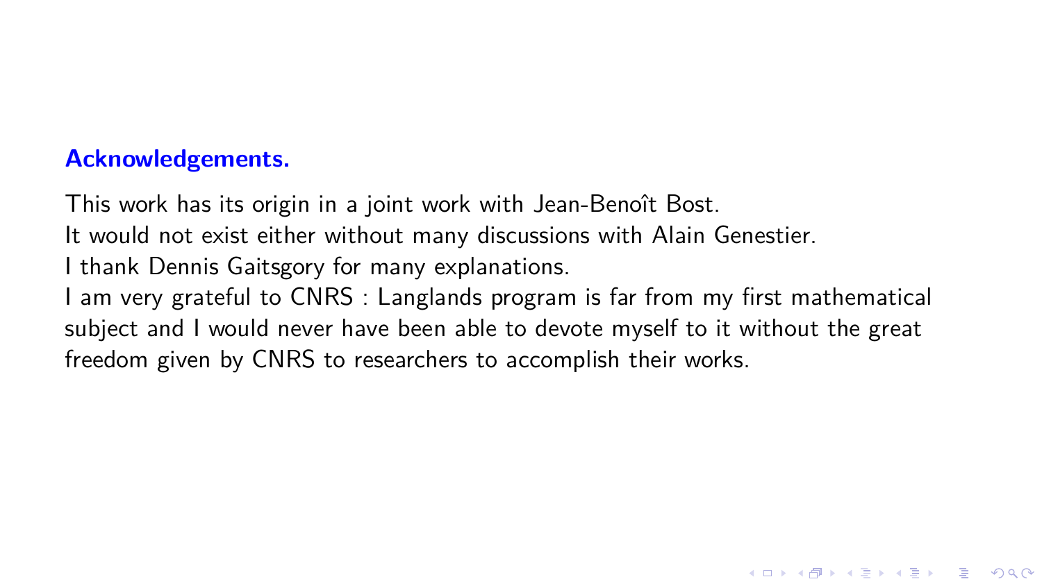**Acknowledgements.**

This work has its origin in a joint work with Jean-Benoît Bost.
It would not exist either without many discussions with Alain Genestier.
I thank Dennis Gaitsgory for many explanations.
I am very grateful to CNRS : Langlands program is far from my first mathematical subject and I would never have been able to devote myself to it without the great freedom given by CNRS to researchers to accomplish their works.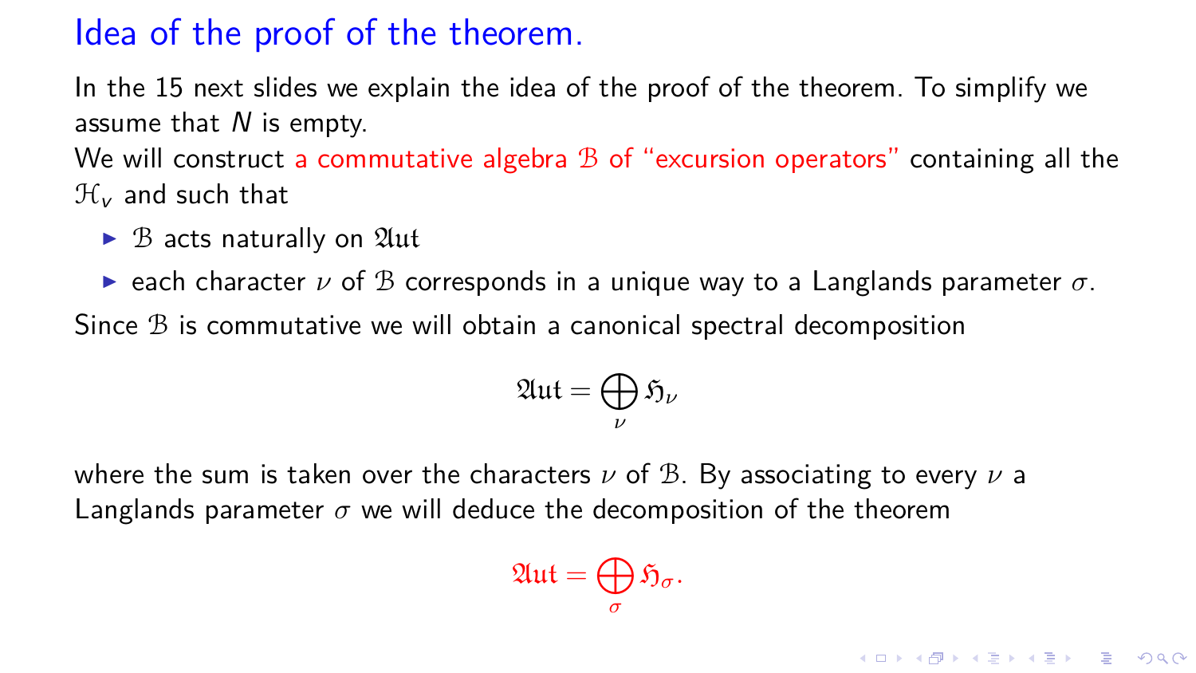# Idea of the proof of the theorem.

In the 15 next slides we explain the idea of the proof of the theorem. To simplify we assume that $N$ is empty.

We will construct a commutative algebra $\mathcal{B}$ of "excursion operators" containing all the $\mathcal{H}_v$ and such that

- $\mathcal{B}$ acts naturally on $\mathfrak{Aut}$
- each character $\nu$ of $\mathcal{B}$ corresponds in a unique way to a Langlands parameter $\sigma$.

Since $\mathcal{B}$ is commutative we will obtain a canonical spectral decomposition

$$\mathfrak{Aut} = \bigoplus_{\nu} \mathfrak{H}_{\nu}$$

where the sum is taken over the characters $\nu$ of $\mathcal{B}$. By associating to every $\nu$ a Langlands parameter $\sigma$ we will deduce the decomposition of the theorem

$$\mathfrak{Aut} = \bigoplus_{\sigma} \mathfrak{H}_{\sigma}.$$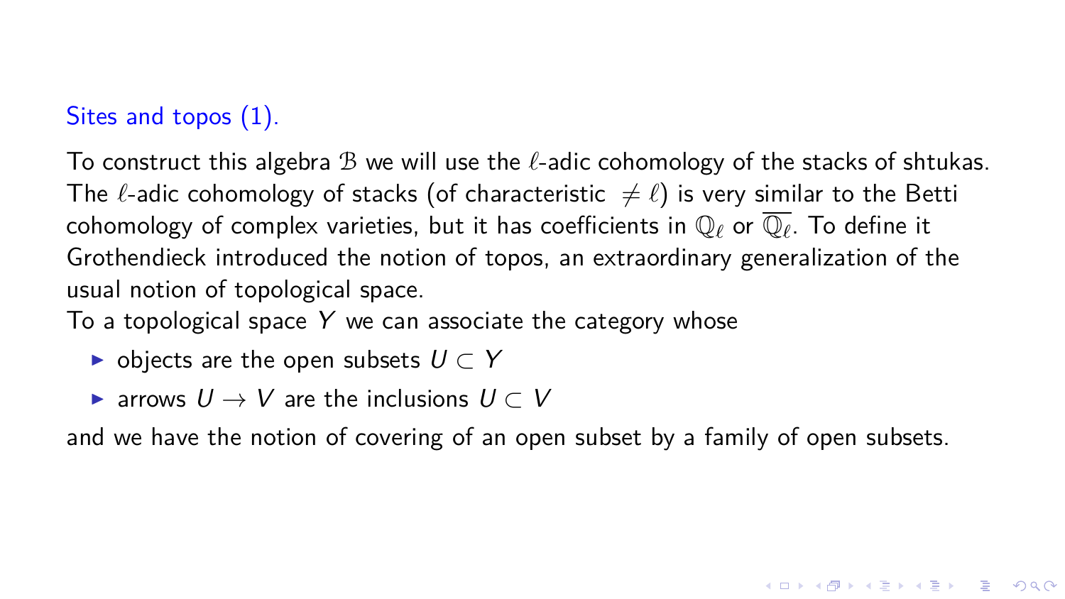## Sites and topos (1).

To construct this algebra $\mathcal{B}$ we will use the $\ell$-adic cohomology of the stacks of shtukas. The $\ell$-adic cohomology of stacks (of characteristic $\neq \ell$) is very similar to the Betti cohomology of complex varieties, but it has coefficients in $\mathbb{Q}_\ell$ or $\overline{\mathbb{Q}_\ell}$. To define it Grothendieck introduced the notion of topos, an extraordinary generalization of the usual notion of topological space.
To a topological space $Y$ we can associate the category whose

- objects are the open subsets $U \subset Y$
- arrows $U \to V$ are the inclusions $U \subset V$

and we have the notion of covering of an open subset by a family of open subsets.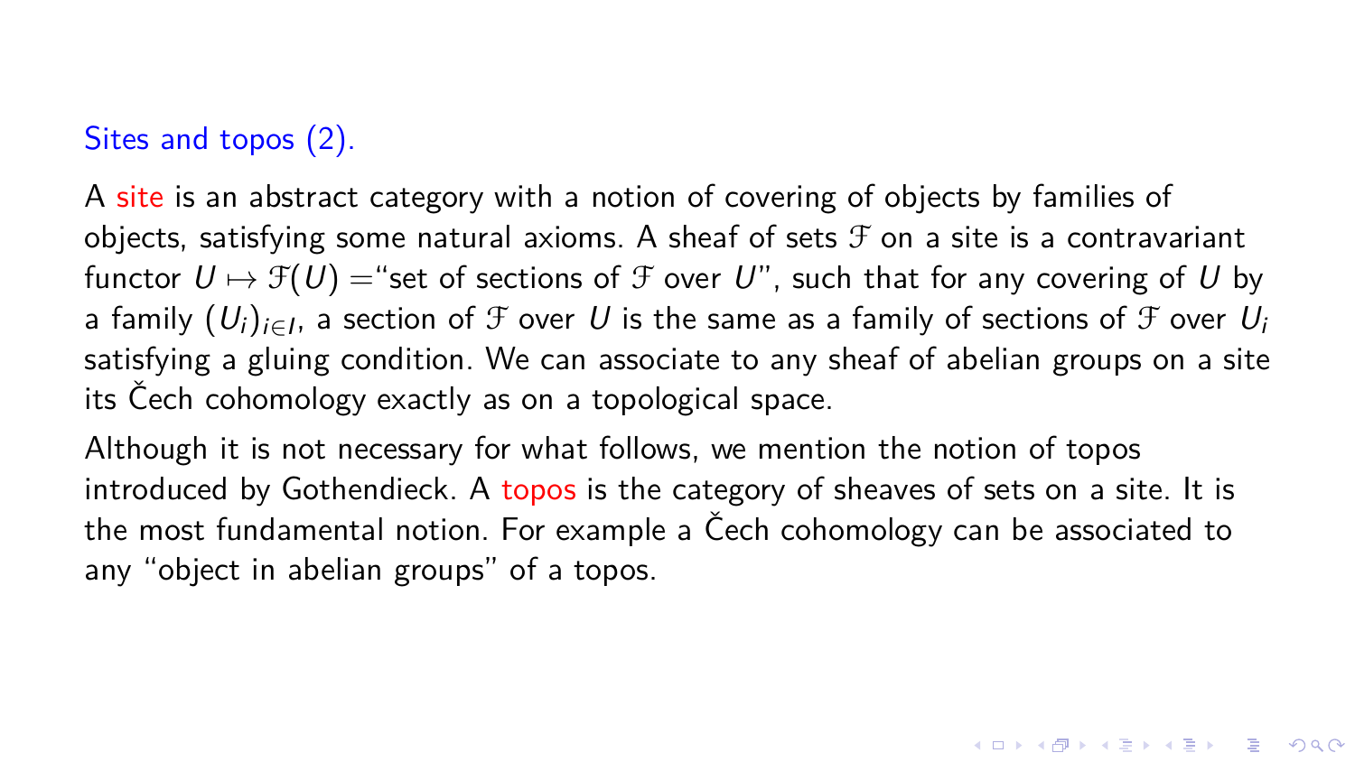## Sites and topos (2).

A site is an abstract category with a notion of covering of objects by families of objects, satisfying some natural axioms. A sheaf of sets $\mathcal{F}$ on a site is a contravariant functor $U \mapsto \mathcal{F}(U) =$"set of sections of $\mathcal{F}$ over $U$", such that for any covering of $U$ by a family $(U_i)_{i \in I}$, a section of $\mathcal{F}$ over $U$ is the same as a family of sections of $\mathcal{F}$ over $U_i$ satisfying a gluing condition. We can associate to any sheaf of abelian groups on a site its Čech cohomology exactly as on a topological space.

Although it is not necessary for what follows, we mention the notion of topos introduced by Gothendieck. A topos is the category of sheaves of sets on a site. It is the most fundamental notion. For example a Čech cohomology can be associated to any "object in abelian groups" of a topos.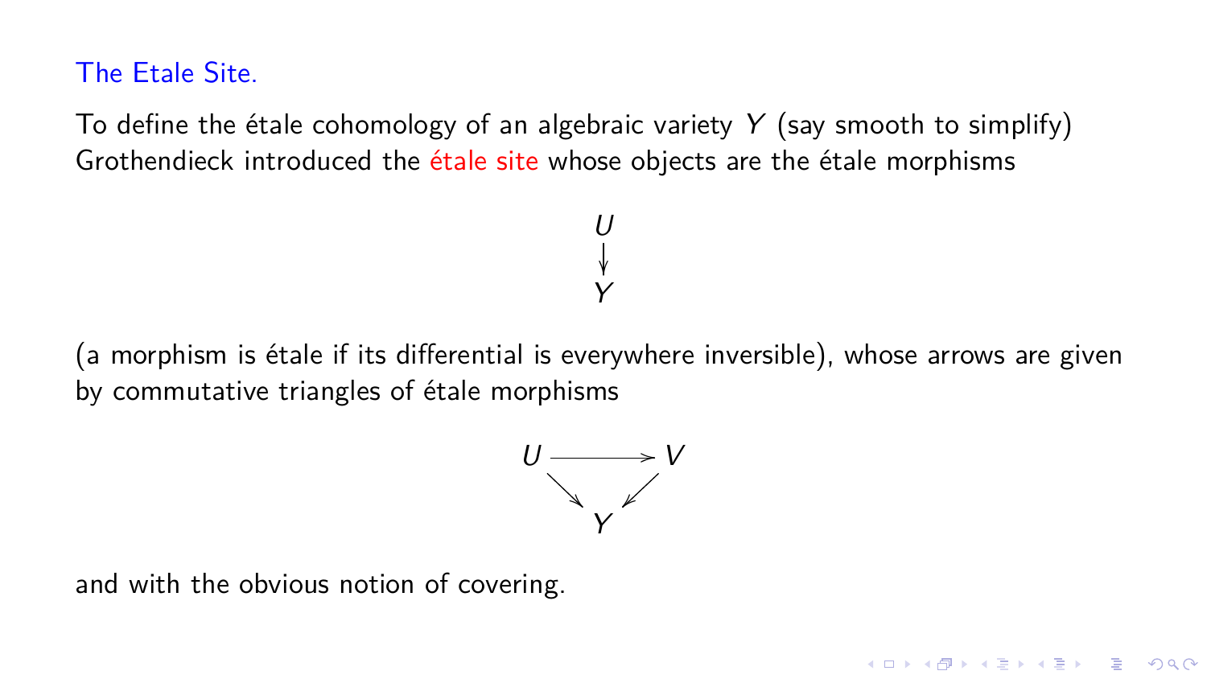## The Etale Site.

To define the étale cohomology of an algebraic variety $Y$ (say smooth to simplify) Grothendieck introduced the étale site whose objects are the étale morphisms

$$\begin{array}{c} U \\ \downarrow \\ Y \end{array}$$

(a morphism is étale if its differential is everywhere inversible), whose arrows are given by commutative triangles of étale morphisms

$$\begin{array}{ccc} U & \longrightarrow & V \\ & \searrow \quad \swarrow & \\ & Y & \end{array}$$

and with the obvious notion of covering.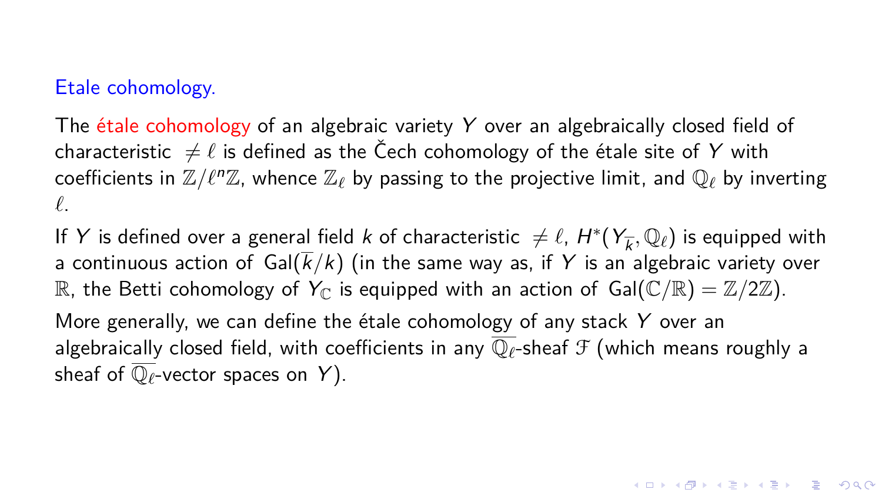## Etale cohomology.

The étale cohomology of an algebraic variety $Y$ over an algebraically closed field of characteristic $\neq \ell$ is defined as the Čech cohomology of the étale site of $Y$ with coefficients in $\mathbb{Z}/\ell^n\mathbb{Z}$, whence $\mathbb{Z}_\ell$ by passing to the projective limit, and $\mathbb{Q}_\ell$ by inverting $\ell$.

If $Y$ is defined over a general field $k$ of characteristic $\neq \ell$, $H^*(Y_{\overline{k}}, \mathbb{Q}_\ell)$ is equipped with a continuous action of $\mathrm{Gal}(\overline{k}/k)$ (in the same way as, if $Y$ is an algebraic variety over $\mathbb{R}$, the Betti cohomology of $Y_{\mathbb{C}}$ is equipped with an action of $\mathrm{Gal}(\mathbb{C}/\mathbb{R}) = \mathbb{Z}/2\mathbb{Z}$).

More generally, we can define the étale cohomology of any stack $Y$ over an algebraically closed field, with coefficients in any $\overline{\mathbb{Q}_\ell}$-sheaf $\mathcal{F}$ (which means roughly a sheaf of $\overline{\mathbb{Q}_\ell}$-vector spaces on $Y$).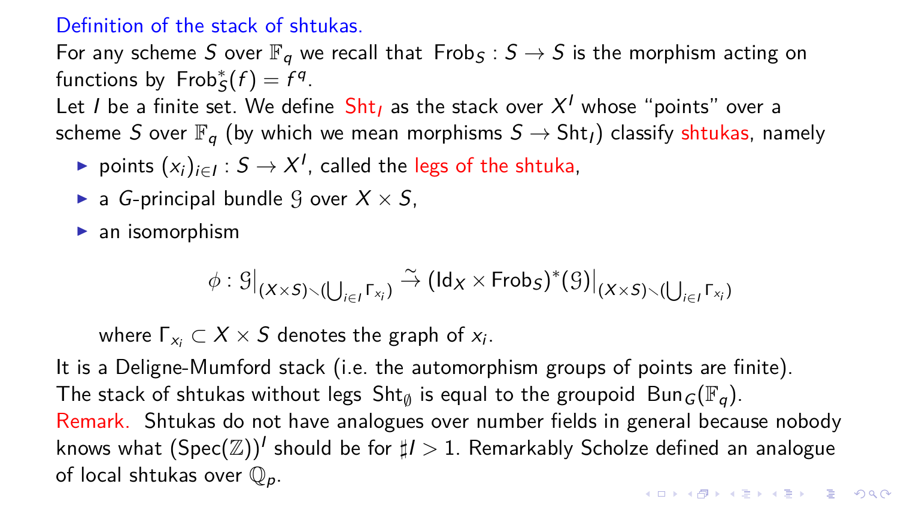## Definition of the stack of shtukas.

For any scheme $S$ over $\mathbb{F}_q$ we recall that $\mathrm{Frob}_S : S \to S$ is the morphism acting on functions by $\mathrm{Frob}_S^*(f) = f^q$.

Let $I$ be a finite set. We define $\mathrm{Sht}_I$ as the stack over $X^I$ whose "points" over a scheme $S$ over $\mathbb{F}_q$ (by which we mean morphisms $S \to \mathrm{Sht}_I$) classify shtukas, namely

- points $(x_i)_{i \in I} : S \to X^I$, called the legs of the shtuka,
- a $G$-principal bundle $\mathcal{G}$ over $X \times S$,
- an isomorphism

$$\phi : \mathcal{G}\big|_{(X \times S) \smallsetminus (\bigcup_{i \in I} \Gamma_{x_i})} \xrightarrow{\sim} (\mathrm{Id}_X \times \mathrm{Frob}_S)^*(\mathcal{G})\big|_{(X \times S) \smallsetminus (\bigcup_{i \in I} \Gamma_{x_i})}$$

  where $\Gamma_{x_i} \subset X \times S$ denotes the graph of $x_i$.

It is a Deligne-Mumford stack (i.e. the automorphism groups of points are finite).
The stack of shtukas without legs $\mathrm{Sht}_\emptyset$ is equal to the groupoid $\mathrm{Bun}_G(\mathbb{F}_q)$.

Remark. Shtukas do not have analogues over number fields in general because nobody knows what $(\mathrm{Spec}(\mathbb{Z}))^I$ should be for $\sharp I > 1$. Remarkably Scholze defined an analogue of local shtukas over $\mathbb{Q}_p$.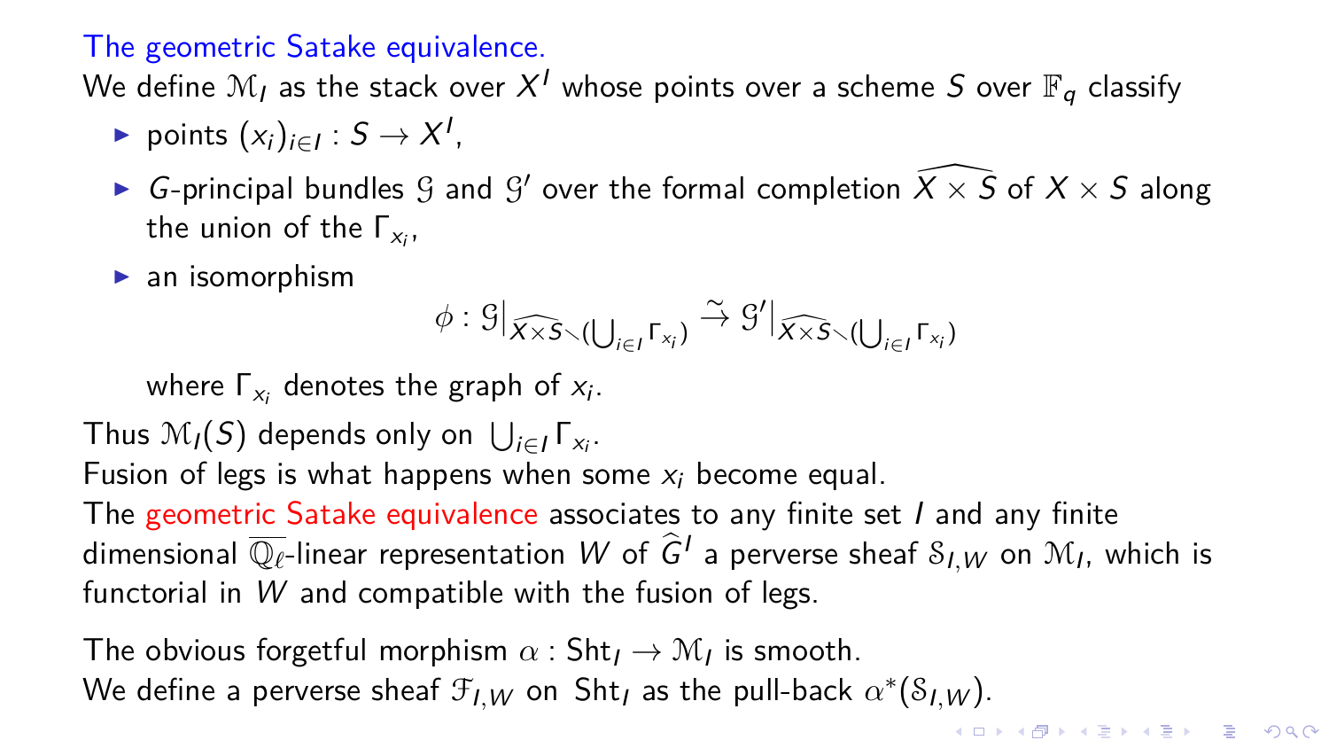## The geometric Satake equivalence.

We define $\mathcal{M}_I$ as the stack over $X^I$ whose points over a scheme $S$ over $\mathbb{F}_q$ classify

- points $(x_i)_{i \in I} : S \to X^I$,
- $G$-principal bundles $\mathcal{G}$ and $\mathcal{G}'$ over the formal completion $\widehat{X \times S}$ of $X \times S$ along the union of the $\Gamma_{x_i}$,
- an isomorphism
$$\phi : \mathcal{G}\big|_{\widehat{X \times S} \smallsetminus (\bigcup_{i \in I} \Gamma_{x_i})} \xrightarrow{\sim} \mathcal{G}'\big|_{\widehat{X \times S} \smallsetminus (\bigcup_{i \in I} \Gamma_{x_i})}$$
where $\Gamma_{x_i}$ denotes the graph of $x_i$.

Thus $\mathcal{M}_I(S)$ depends only on $\bigcup_{i \in I} \Gamma_{x_i}$.
Fusion of legs is what happens when some $x_i$ become equal.
The geometric Satake equivalence associates to any finite set $I$ and any finite dimensional $\overline{\mathbb{Q}_\ell}$-linear representation $W$ of $\widehat{G}^I$ a perverse sheaf $\mathcal{S}_{I,W}$ on $\mathcal{M}_I$, which is functorial in $W$ and compatible with the fusion of legs.

The obvious forgetful morphism $\alpha : \mathrm{Sht}_I \to \mathcal{M}_I$ is smooth.
We define a perverse sheaf $\mathcal{F}_{I,W}$ on $\mathrm{Sht}_I$ as the pull-back $\alpha^*(\mathcal{S}_{I,W})$.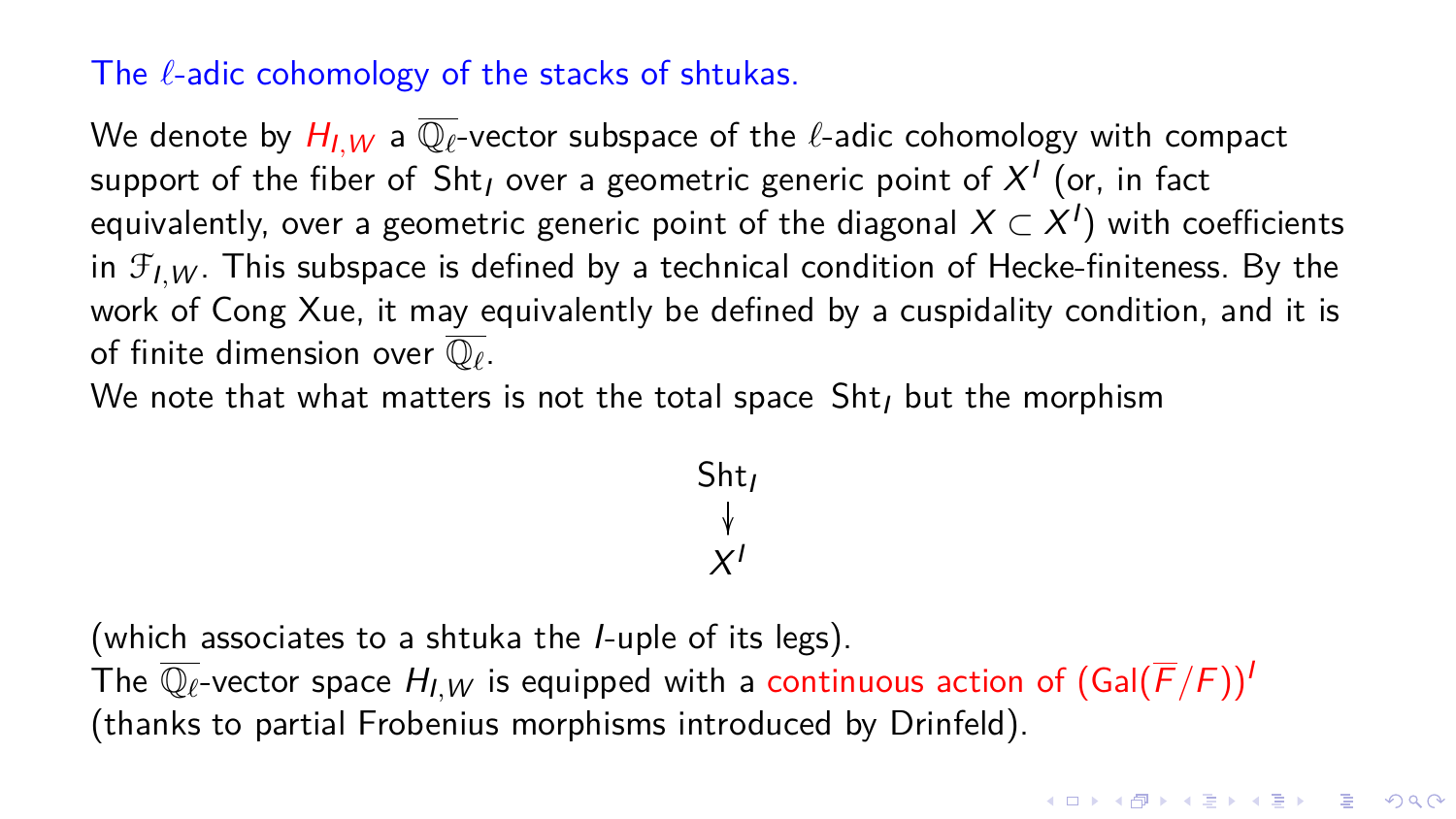## The $\ell$-adic cohomology of the stacks of shtukas.

We denote by $H_{I,W}$ a $\overline{\mathbb{Q}_\ell}$-vector subspace of the $\ell$-adic cohomology with compact support of the fiber of $\mathrm{Sht}_I$ over a geometric generic point of $X^I$ (or, in fact equivalently, over a geometric generic point of the diagonal $X \subset X^I$) with coefficients in $\mathcal{F}_{I,W}$. This subspace is defined by a technical condition of Hecke-finiteness. By the work of Cong Xue, it may equivalently be defined by a cuspidality condition, and it is of finite dimension over $\overline{\mathbb{Q}_\ell}$.

We note that what matters is not the total space $\mathrm{Sht}_I$ but the morphism

$$\begin{array}{c} \mathrm{Sht}_I \\ \downarrow \\ X^I \end{array}$$

(which associates to a shtuka the $I$-uple of its legs).

The $\overline{\mathbb{Q}_\ell}$-vector space $H_{I,W}$ is equipped with a continuous action of $(\mathrm{Gal}(\overline{F}/F))^I$ (thanks to partial Frobenius morphisms introduced by Drinfeld).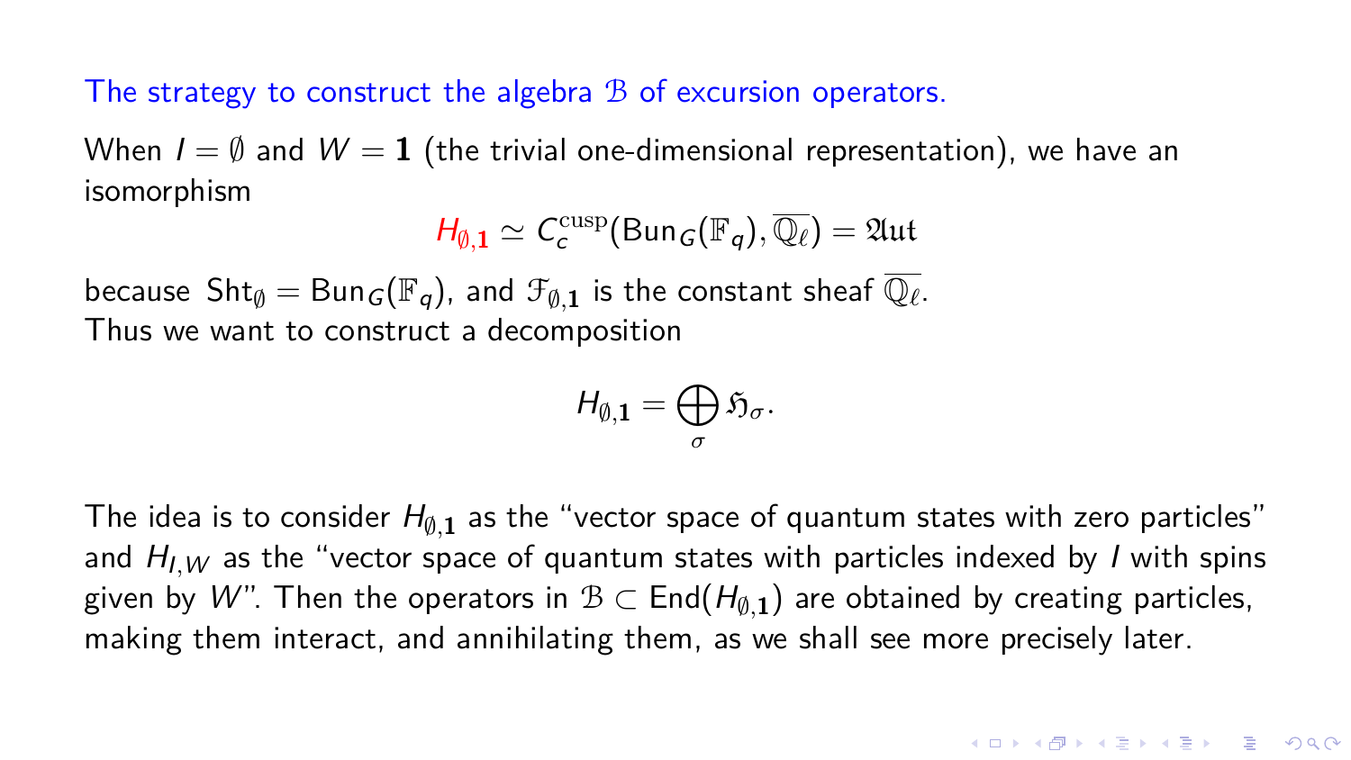## The strategy to construct the algebra $\mathcal{B}$ of excursion operators.

When $I = \emptyset$ and $W = \mathbf{1}$ (the trivial one-dimensional representation), we have an isomorphism

$$H_{\emptyset,\mathbf{1}} \simeq C_c^{\mathrm{cusp}}(\mathrm{Bun}_G(\mathbb{F}_q), \overline{\mathbb{Q}_\ell}) = \mathfrak{Aut}$$

because $\mathrm{Sht}_\emptyset = \mathrm{Bun}_G(\mathbb{F}_q)$, and $\mathcal{F}_{\emptyset,\mathbf{1}}$ is the constant sheaf $\overline{\mathbb{Q}_\ell}$.
Thus we want to construct a decomposition

$$H_{\emptyset,\mathbf{1}} = \bigoplus_{\sigma} \mathfrak{H}_\sigma.$$

The idea is to consider $H_{\emptyset,\mathbf{1}}$ as the "vector space of quantum states with zero particles" and $H_{I,W}$ as the "vector space of quantum states with particles indexed by $I$ with spins given by $W$". Then the operators in $\mathcal{B} \subset \mathrm{End}(H_{\emptyset,\mathbf{1}})$ are obtained by creating particles, making them interact, and annihilating them, as we shall see more precisely later.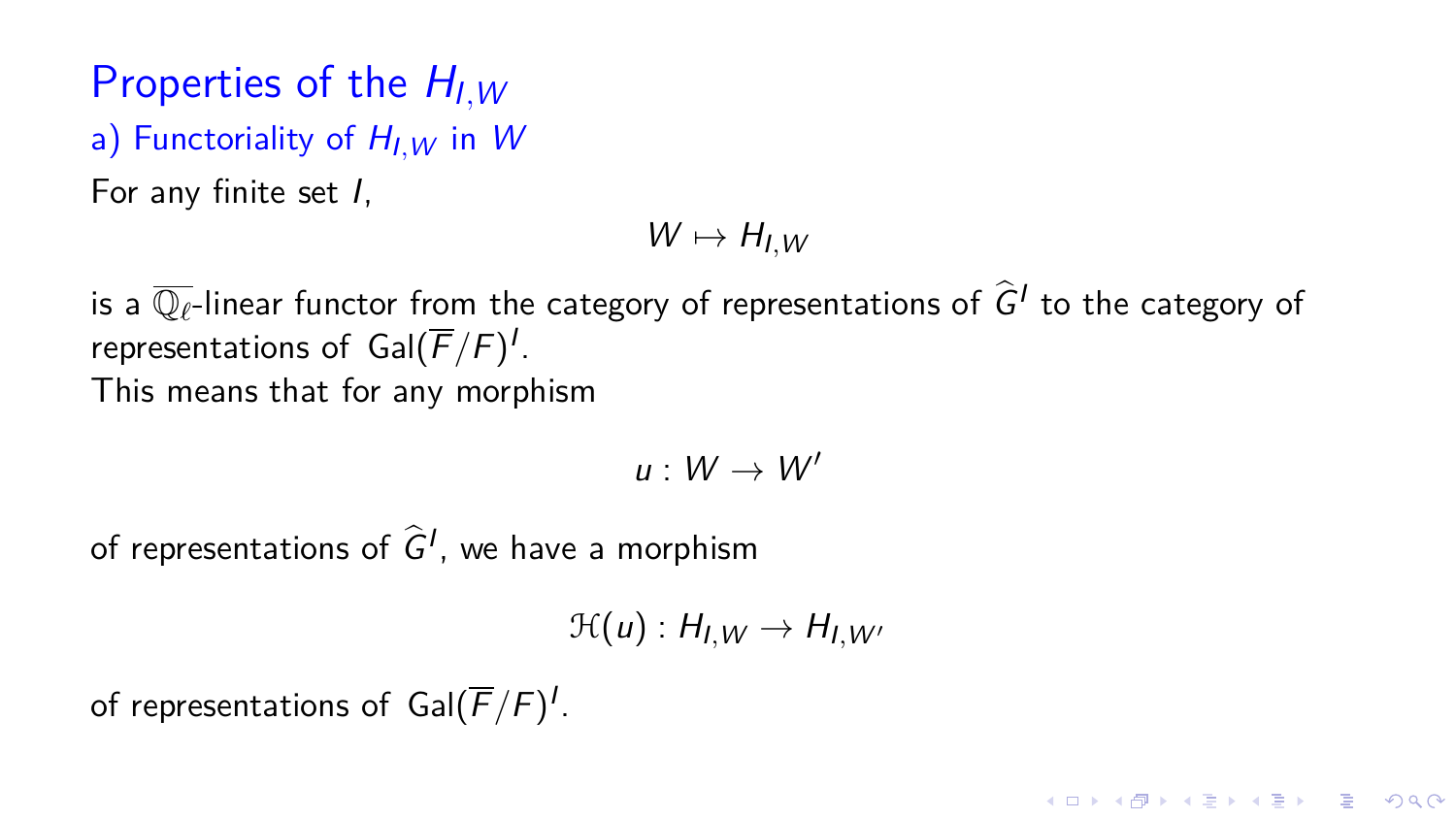# Properties of the $H_{I,W}$

## a) Functoriality of $H_{I,W}$ in $W$

For any finite set $I$,

$$W \mapsto H_{I,W}$$

is a $\overline{\mathbb{Q}_\ell}$-linear functor from the category of representations of $\widehat{G}^I$ to the category of representations of $\mathrm{Gal}(\overline{F}/F)^I$.

This means that for any morphism

$$u : W \to W'$$

of representations of $\widehat{G}^I$, we have a morphism

$$\mathcal{H}(u) : H_{I,W} \to H_{I,W'}$$

of representations of $\mathrm{Gal}(\overline{F}/F)^I$.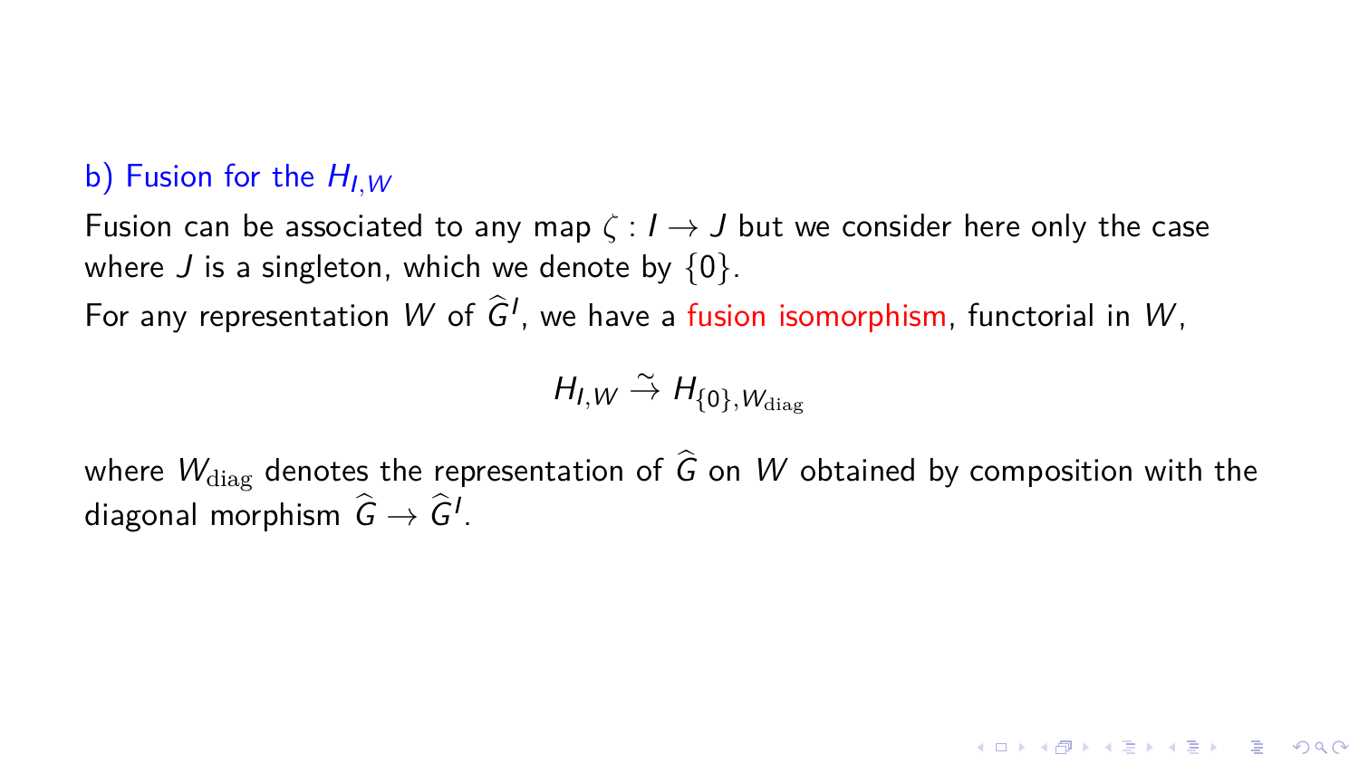### b) Fusion for the $H_{I,W}$

Fusion can be associated to any map $\zeta : I \to J$ but we consider here only the case where $J$ is a singleton, which we denote by $\{0\}$.

For any representation $W$ of $\widehat{G}^I$, we have a fusion isomorphism, functorial in $W$,

$$H_{I,W} \xrightarrow{\sim} H_{\{0\},W_{\mathrm{diag}}}$$

where $W_{\mathrm{diag}}$ denotes the representation of $\widehat{G}$ on $W$ obtained by composition with the diagonal morphism $\widehat{G} \to \widehat{G}^I$.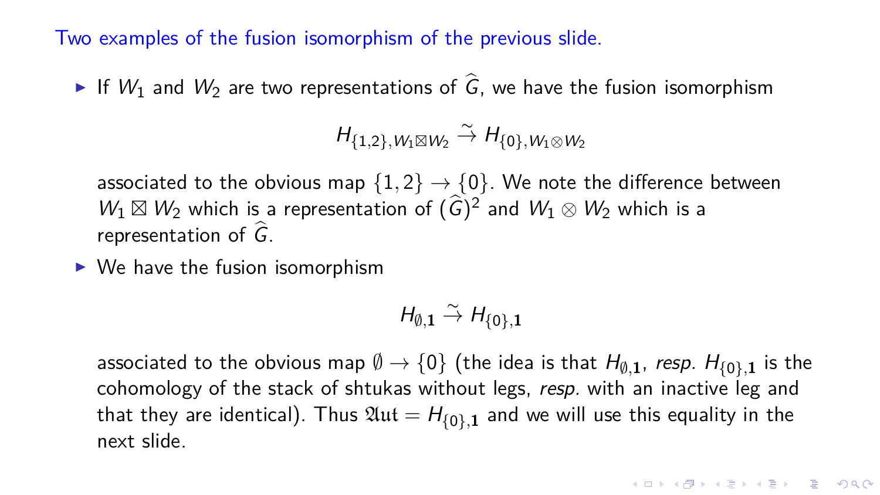Two examples of the fusion isomorphism of the previous slide.

- If $W_1$ and $W_2$ are two representations of $\widehat{G}$, we have the fusion isomorphism

$$H_{\{1,2\},W_1 \boxtimes W_2} \xrightarrow{\sim} H_{\{0\},W_1 \otimes W_2}$$

  associated to the obvious map $\{1,2\} \to \{0\}$. We note the difference between $W_1 \boxtimes W_2$ which is a representation of $(\widehat{G})^2$ and $W_1 \otimes W_2$ which is a representation of $\widehat{G}$.

- We have the fusion isomorphism

$$H_{\emptyset,\mathbf{1}} \xrightarrow{\sim} H_{\{0\},\mathbf{1}}$$

  associated to the obvious map $\emptyset \to \{0\}$ (the idea is that $H_{\emptyset,\mathbf{1}}$, *resp.* $H_{\{0\},\mathbf{1}}$ is the cohomology of the stack of shtukas without legs, *resp.* with an inactive leg and that they are identical). Thus $\mathfrak{Aut} = H_{\{0\},\mathbf{1}}$ and we will use this equality in the next slide.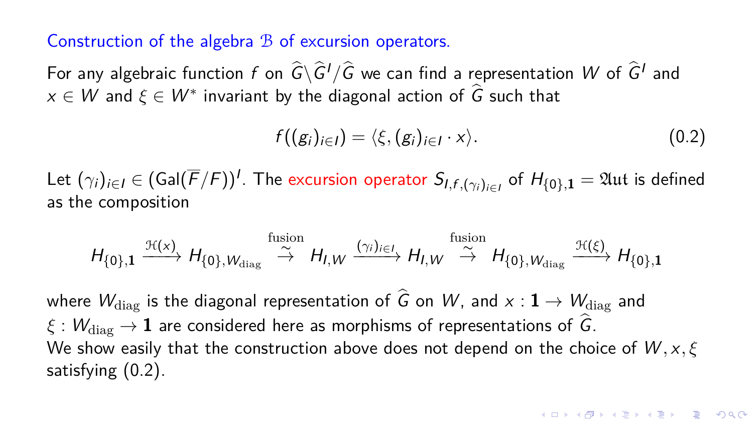## Construction of the algebra $\mathcal{B}$ of excursion operators.

For any algebraic function $f$ on $\widehat{G}\backslash\widehat{G}^I/\widehat{G}$ we can find a representation $W$ of $\widehat{G}^I$ and $x \in W$ and $\xi \in W^*$ invariant by the diagonal action of $\widehat{G}$ such that

$$f((g_i)_{i\in I}) = \langle \xi, (g_i)_{i\in I} \cdot x \rangle. \tag{0.2}$$

Let $(\gamma_i)_{i\in I} \in (\mathrm{Gal}(\overline{F}/F))^I$. The excursion operator $S_{I,f,(\gamma_i)_{i\in I}}$ of $H_{\{0\},\mathbf{1}} = \mathfrak{Aut}$ is defined as the composition

$$H_{\{0\},\mathbf{1}} \xrightarrow{\mathcal{H}(x)} H_{\{0\},W_{\mathrm{diag}}} \overset{\text{fusion}}{\underset{\sim}{\to}} H_{I,W} \xrightarrow{(\gamma_i)_{i\in I}} H_{I,W} \overset{\text{fusion}}{\underset{\sim}{\to}} H_{\{0\},W_{\mathrm{diag}}} \xrightarrow{\mathcal{H}(\xi)} H_{\{0\},\mathbf{1}}$$

where $W_{\mathrm{diag}}$ is the diagonal representation of $\widehat{G}$ on $W$, and $x : \mathbf{1} \to W_{\mathrm{diag}}$ and $\xi : W_{\mathrm{diag}} \to \mathbf{1}$ are considered here as morphisms of representations of $\widehat{G}$.
We show easily that the construction above does not depend on the choice of $W, x, \xi$ satisfying (0.2).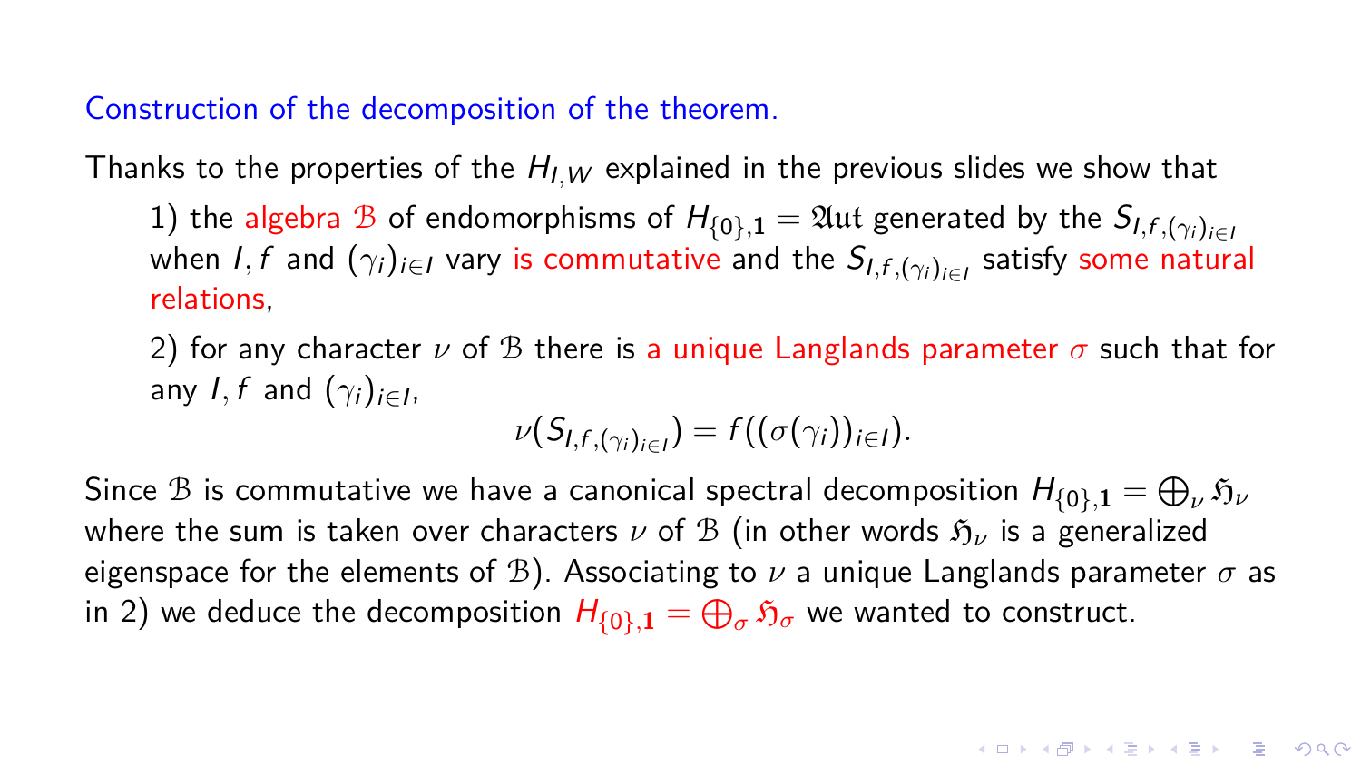## Construction of the decomposition of the theorem.

Thanks to the properties of the $H_{I,W}$ explained in the previous slides we show that

1) the algebra $\mathcal{B}$ of endomorphisms of $H_{\{0\},\mathbf{1}} = \mathfrak{Aut}$ generated by the $S_{I,f,(\gamma_i)_{i\in I}}$ when $I, f$ and $(\gamma_i)_{i\in I}$ vary is commutative and the $S_{I,f,(\gamma_i)_{i\in I}}$ satisfy some natural relations,

2) for any character $\nu$ of $\mathcal{B}$ there is a unique Langlands parameter $\sigma$ such that for any $I, f$ and $(\gamma_i)_{i\in I}$,

$$\nu(S_{I,f,(\gamma_i)_{i\in I}}) = f((\sigma(\gamma_i))_{i\in I}).$$

Since $\mathcal{B}$ is commutative we have a canonical spectral decomposition $H_{\{0\},\mathbf{1}} = \bigoplus_\nu \mathfrak{H}_\nu$ where the sum is taken over characters $\nu$ of $\mathcal{B}$ (in other words $\mathfrak{H}_\nu$ is a generalized eigenspace for the elements of $\mathcal{B}$). Associating to $\nu$ a unique Langlands parameter $\sigma$ as in 2) we deduce the decomposition $H_{\{0\},\mathbf{1}} = \bigoplus_\sigma \mathfrak{H}_\sigma$ we wanted to construct.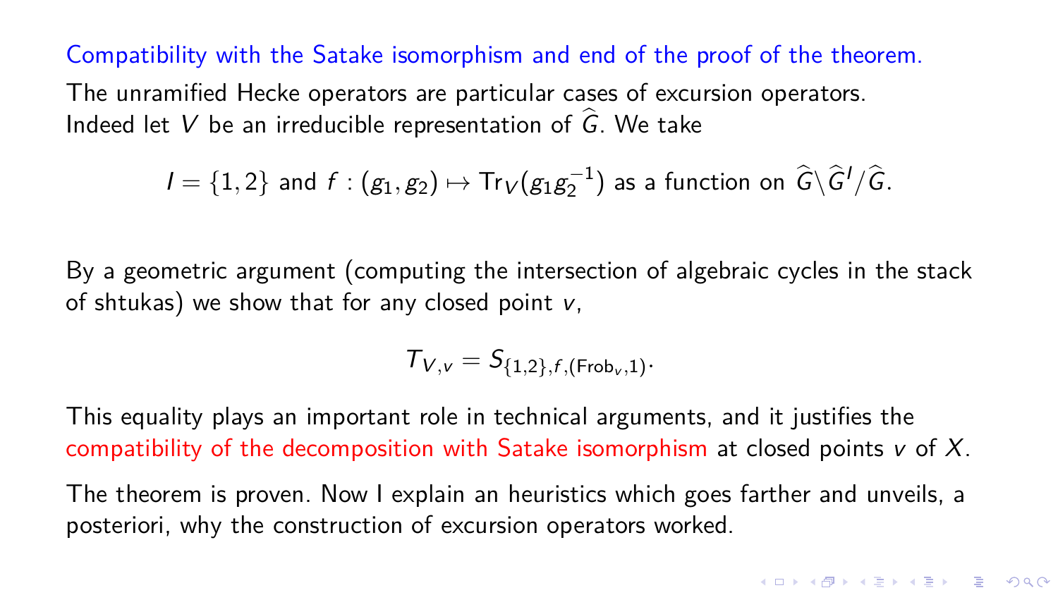## Compatibility with the Satake isomorphism and end of the proof of the theorem.

The unramified Hecke operators are particular cases of excursion operators. Indeed let $V$ be an irreducible representation of $\widehat{G}$. We take

$$I = \{1, 2\} \text{ and } f : (g_1, g_2) \mapsto \mathrm{Tr}_V(g_1 g_2^{-1}) \text{ as a function on } \widehat{G}\backslash \widehat{G}^I / \widehat{G}.$$

By a geometric argument (computing the intersection of algebraic cycles in the stack of shtukas) we show that for any closed point $v$,

$$T_{V,v} = S_{\{1,2\}, f, (\mathrm{Frob}_v, 1)}.$$

This equality plays an important role in technical arguments, and it justifies the compatibility of the decomposition with Satake isomorphism at closed points $v$ of $X$.

The theorem is proven. Now I explain an heuristics which goes farther and unveils, a posteriori, why the construction of excursion operators worked.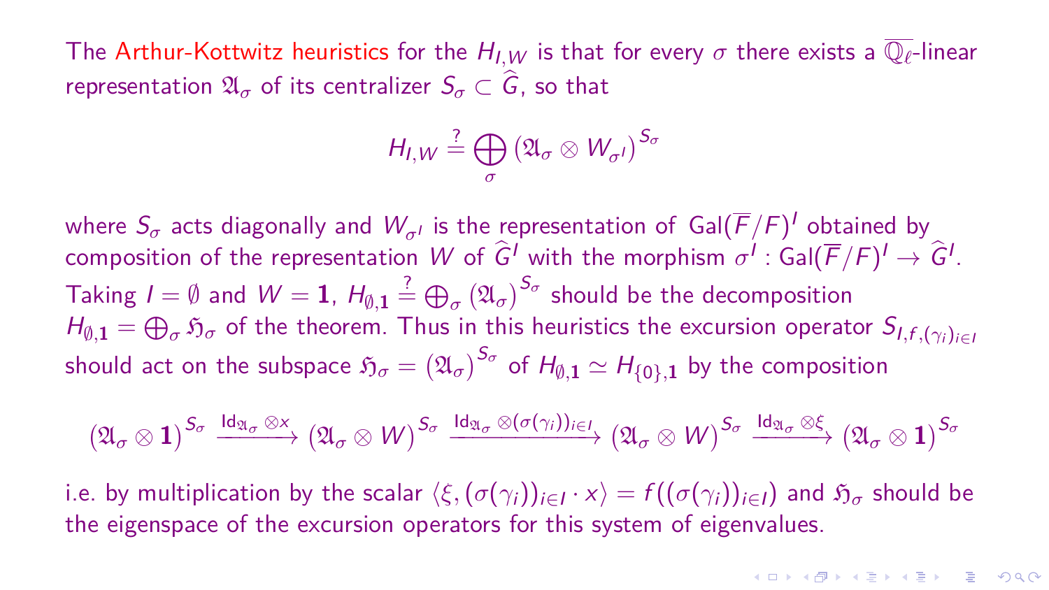The Arthur-Kottwitz heuristics for the $H_{I,W}$ is that for every $\sigma$ there exists a $\overline{\mathbb{Q}_\ell}$-linear representation $\mathfrak{A}_\sigma$ of its centralizer $S_\sigma \subset \widehat{G}$, so that

$$H_{I,W} \stackrel{?}{=} \bigoplus_{\sigma} \left(\mathfrak{A}_\sigma \otimes W_{\sigma^I}\right)^{S_\sigma}$$

where $S_\sigma$ acts diagonally and $W_{\sigma^I}$ is the representation of $\mathrm{Gal}(\overline{F}/F)^I$ obtained by composition of the representation $W$ of $\widehat{G}^I$ with the morphism $\sigma^I : \mathrm{Gal}(\overline{F}/F)^I \to \widehat{G}^I$.
Taking $I = \emptyset$ and $W = \mathbf{1}$, $H_{\emptyset,\mathbf{1}} \stackrel{?}{=} \bigoplus_\sigma \left(\mathfrak{A}_\sigma\right)^{S_\sigma}$ should be the decomposition $H_{\emptyset,\mathbf{1}} = \bigoplus_\sigma \mathfrak{H}_\sigma$ of the theorem. Thus in this heuristics the excursion operator $S_{I,f,(\gamma_i)_{i\in I}}$ should act on the subspace $\mathfrak{H}_\sigma = \left(\mathfrak{A}_\sigma\right)^{S_\sigma}$ of $H_{\emptyset,\mathbf{1}} \simeq H_{\{0\},\mathbf{1}}$ by the composition

$$\left(\mathfrak{A}_\sigma \otimes \mathbf{1}\right)^{S_\sigma} \xrightarrow{\mathrm{Id}_{\mathfrak{A}_\sigma} \otimes x} \left(\mathfrak{A}_\sigma \otimes W\right)^{S_\sigma} \xrightarrow{\mathrm{Id}_{\mathfrak{A}_\sigma} \otimes (\sigma(\gamma_i))_{i\in I}} \left(\mathfrak{A}_\sigma \otimes W\right)^{S_\sigma} \xrightarrow{\mathrm{Id}_{\mathfrak{A}_\sigma} \otimes \xi} \left(\mathfrak{A}_\sigma \otimes \mathbf{1}\right)^{S_\sigma}$$

i.e. by multiplication by the scalar $\langle \xi, (\sigma(\gamma_i))_{i\in I} \cdot x \rangle = f((\sigma(\gamma_i))_{i\in I})$ and $\mathfrak{H}_\sigma$ should be the eigenspace of the excursion operators for this system of eigenvalues.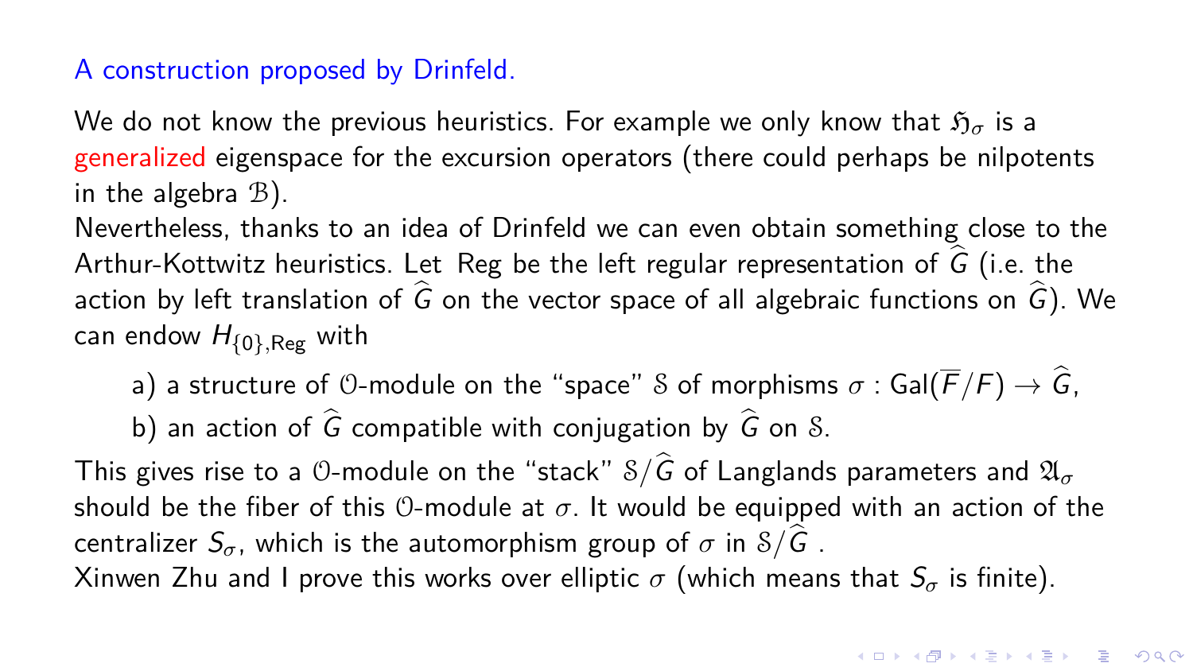## A construction proposed by Drinfeld.

We do not know the previous heuristics. For example we only know that $\mathfrak{H}_\sigma$ is a generalized eigenspace for the excursion operators (there could perhaps be nilpotents in the algebra $\mathcal{B}$).

Nevertheless, thanks to an idea of Drinfeld we can even obtain something close to the Arthur-Kottwitz heuristics. Let Reg be the left regular representation of $\widehat{G}$ (i.e. the action by left translation of $\widehat{G}$ on the vector space of all algebraic functions on $\widehat{G}$). We can endow $H_{\{0\},\mathrm{Reg}}$ with

- a) a structure of $\mathcal{O}$-module on the "space" $\mathcal{S}$ of morphisms $\sigma : \mathrm{Gal}(\overline{F}/F) \to \widehat{G}$,
- b) an action of $\widehat{G}$ compatible with conjugation by $\widehat{G}$ on $\mathcal{S}$.

This gives rise to a $\mathcal{O}$-module on the "stack" $\mathcal{S}/\widehat{G}$ of Langlands parameters and $\mathfrak{A}_\sigma$ should be the fiber of this $\mathcal{O}$-module at $\sigma$. It would be equipped with an action of the centralizer $S_\sigma$, which is the automorphism group of $\sigma$ in $\mathcal{S}/\widehat{G}$ .

Xinwen Zhu and I prove this works over elliptic $\sigma$ (which means that $S_\sigma$ is finite).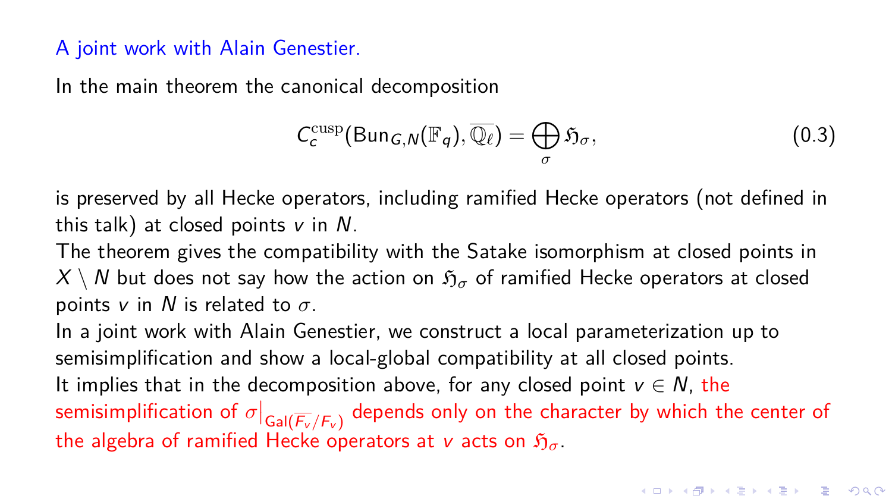## A joint work with Alain Genestier.

In the main theorem the canonical decomposition

$$C_c^{\mathrm{cusp}}(\mathrm{Bun}_{G,N}(\mathbb{F}_q), \overline{\mathbb{Q}_\ell}) = \bigoplus_{\sigma} \mathfrak{H}_\sigma, \tag{0.3}$$

is preserved by all Hecke operators, including ramified Hecke operators (not defined in this talk) at closed points $v$ in $N$.

The theorem gives the compatibility with the Satake isomorphism at closed points in $X \setminus N$ but does not say how the action on $\mathfrak{H}_\sigma$ of ramified Hecke operators at closed points $v$ in $N$ is related to $\sigma$.

In a joint work with Alain Genestier, we construct a local parameterization up to semisimplification and show a local-global compatibility at all closed points.

It implies that in the decomposition above, for any closed point $v \in N$, the semisimplification of $\sigma|_{\mathrm{Gal}(\overline{F_v}/F_v)}$ depends only on the character by which the center of the algebra of ramified Hecke operators at $v$ acts on $\mathfrak{H}_\sigma$.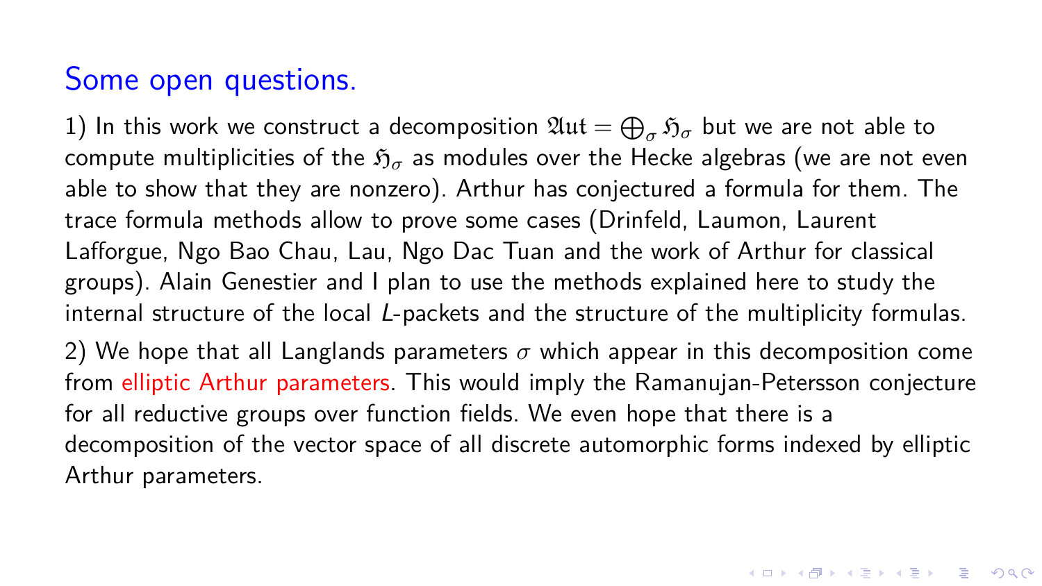## Some open questions.

1) In this work we construct a decomposition $\mathfrak{Aut} = \bigoplus_\sigma \mathfrak{H}_\sigma$ but we are not able to compute multiplicities of the $\mathfrak{H}_\sigma$ as modules over the Hecke algebras (we are not even able to show that they are nonzero). Arthur has conjectured a formula for them. The trace formula methods allow to prove some cases (Drinfeld, Laumon, Laurent Lafforgue, Ngo Bao Chau, Lau, Ngo Dac Tuan and the work of Arthur for classical groups). Alain Genestier and I plan to use the methods explained here to study the internal structure of the local $L$-packets and the structure of the multiplicity formulas.

2) We hope that all Langlands parameters $\sigma$ which appear in this decomposition come from elliptic Arthur parameters. This would imply the Ramanujan-Petersson conjecture for all reductive groups over function fields. We even hope that there is a decomposition of the vector space of all discrete automorphic forms indexed by elliptic Arthur parameters.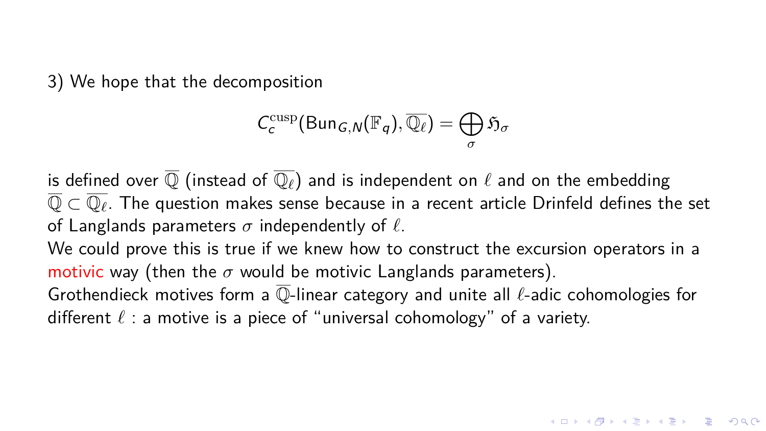3) We hope that the decomposition

$$C_c^{\mathrm{cusp}}(\mathsf{Bun}_{G,N}(\mathbb{F}_q), \overline{\mathbb{Q}_\ell}) = \bigoplus_\sigma \mathfrak{H}_\sigma$$

is defined over $\overline{\mathbb{Q}}$ (instead of $\overline{\mathbb{Q}_\ell}$) and is independent on $\ell$ and on the embedding $\overline{\mathbb{Q}} \subset \overline{\mathbb{Q}_\ell}$. The question makes sense because in a recent article Drinfeld defines the set of Langlands parameters $\sigma$ independently of $\ell$.

We could prove this is true if we knew how to construct the excursion operators in a motivic way (then the $\sigma$ would be motivic Langlands parameters).

Grothendieck motives form a $\overline{\mathbb{Q}}$-linear category and unite all $\ell$-adic cohomologies for different $\ell$ : a motive is a piece of "universal cohomology" of a variety.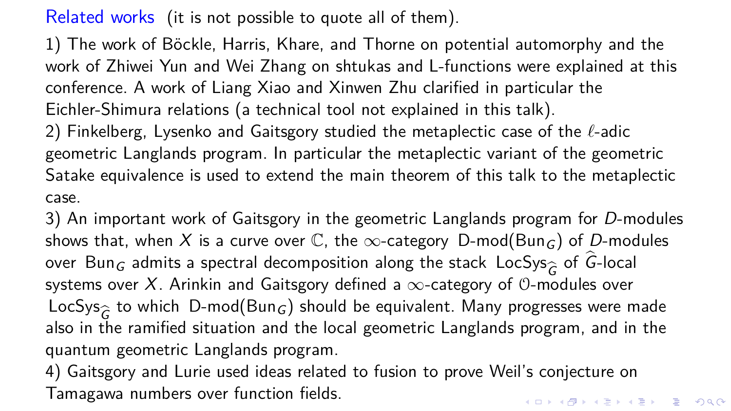## Related works (it is not possible to quote all of them).

1) The work of Böckle, Harris, Khare, and Thorne on potential automorphy and the work of Zhiwei Yun and Wei Zhang on shtukas and L-functions were explained at this conference. A work of Liang Xiao and Xinwen Zhu clarified in particular the Eichler-Shimura relations (a technical tool not explained in this talk).

2) Finkelberg, Lysenko and Gaitsgory studied the metaplectic case of the $\ell$-adic geometric Langlands program. In particular the metaplectic variant of the geometric Satake equivalence is used to extend the main theorem of this talk to the metaplectic case.

3) An important work of Gaitsgory in the geometric Langlands program for $D$-modules shows that, when $X$ is a curve over $\mathbb{C}$, the $\infty$-category $\text{D-mod}(\text{Bun}_G)$ of $D$-modules over $\text{Bun}_G$ admits a spectral decomposition along the stack $\text{LocSys}_{\widehat{G}}$ of $\widehat{G}$-local systems over $X$. Arinkin and Gaitsgory defined a $\infty$-category of $\mathcal{O}$-modules over $\text{LocSys}_{\widehat{G}}$ to which $\text{D-mod}(\text{Bun}_G)$ should be equivalent. Many progresses were made also in the ramified situation and the local geometric Langlands program, and in the quantum geometric Langlands program.

4) Gaitsgory and Lurie used ideas related to fusion to prove Weil's conjecture on Tamagawa numbers over function fields.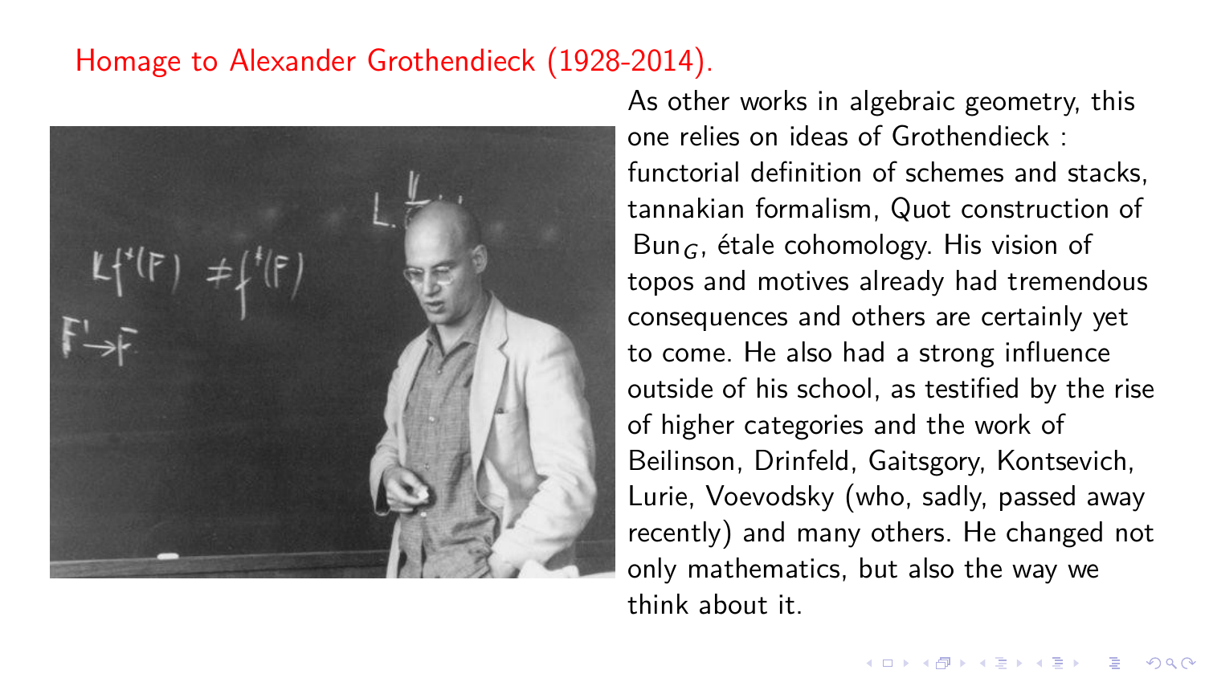## Homage to Alexander Grothendieck (1928-2014).

As other works in algebraic geometry, this one relies on ideas of Grothendieck : functorial definition of schemes and stacks, tannakian formalism, Quot construction of $\mathrm{Bun}_G$, étale cohomology. His vision of topos and motives already had tremendous consequences and others are certainly yet to come. He also had a strong influence outside of his school, as testified by the rise of higher categories and the work of Beilinson, Drinfeld, Gaitsgory, Kontsevich, Lurie, Voevodsky (who, sadly, passed away recently) and many others. He changed not only mathematics, but also the way we think about it.